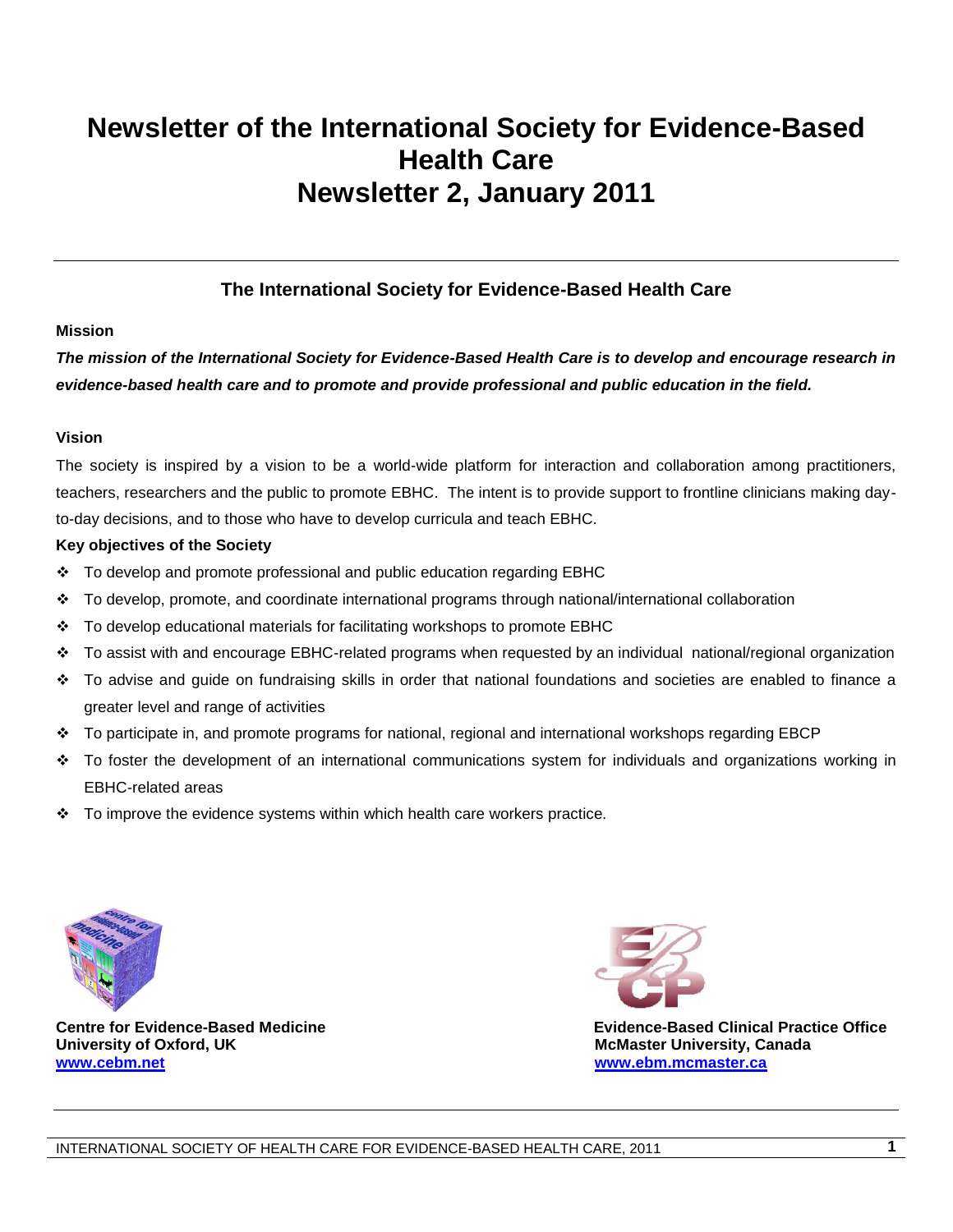# Newsletter of the International Society for Evidence-Based Health Care
# Newsletter 2, January 2011

## The International Society for Evidence-Based Health Care

**Mission**

***The mission of the International Society for Evidence-Based Health Care is to develop and encourage research in evidence-based health care and to promote and provide professional and public education in the field.***

**Vision**

The society is inspired by a vision to be a world-wide platform for interaction and collaboration among practitioners, teachers, researchers and the public to promote EBHC. The intent is to provide support to frontline clinicians making day-to-day decisions, and to those who have to develop curricula and teach EBHC.

**Key objectives of the Society**

- To develop and promote professional and public education regarding EBHC
- To develop, promote, and coordinate international programs through national/international collaboration
- To develop educational materials for facilitating workshops to promote EBHC
- To assist with and encourage EBHC-related programs when requested by an individual national/regional organization
- To advise and guide on fundraising skills in order that national foundations and societies are enabled to finance a greater level and range of activities
- To participate in, and promote programs for national, regional and international workshops regarding EBCP
- To foster the development of an international communications system for individuals and organizations working in EBHC-related areas
- To improve the evidence systems within which health care workers practice.

**Centre for Evidence-Based Medicine**
**University of Oxford, UK**
**[www.cebm.net](http://www.cebm.net)**

**Evidence-Based Clinical Practice Office**
**McMaster University, Canada**
**[www.ebm.mcmaster.ca](http://www.ebm.mcmaster.ca)**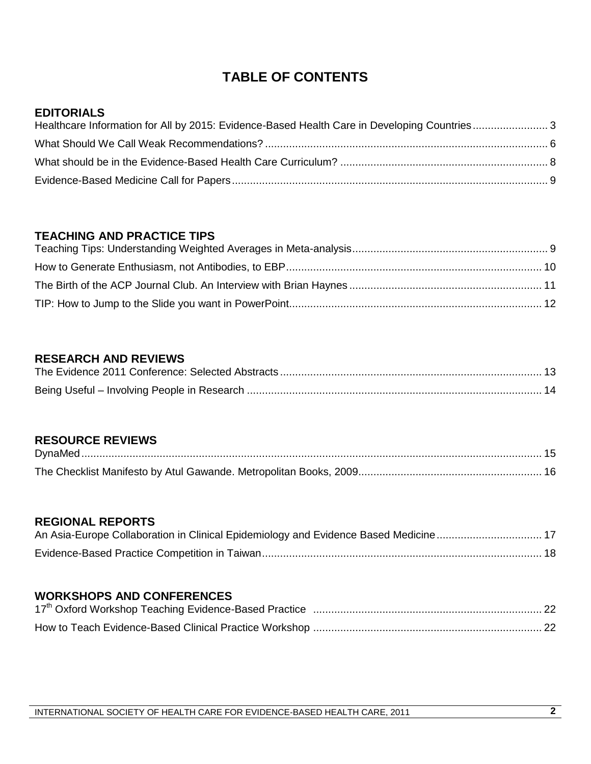# TABLE OF CONTENTS

## EDITORIALS

Healthcare Information for All by 2015: Evidence-Based Health Care in Developing Countries ........................ 3

What Should We Call Weak Recommendations? ............................................................................................ 6

What should be in the Evidence-Based Health Care Curriculum? .................................................................... 8

Evidence-Based Medicine Call for Papers ........................................................................................................ 9

## TEACHING AND PRACTICE TIPS

Teaching Tips: Understanding Weighted Averages in Meta-analysis ................................................................ 9

How to Generate Enthusiasm, not Antibodies, to EBP .................................................................................... 10

The Birth of the ACP Journal Club. An Interview with Brian Haynes ............................................................... 11

TIP: How to Jump to the Slide you want in PowerPoint ................................................................................... 12

## RESEARCH AND REVIEWS

The Evidence 2011 Conference: Selected Abstracts ...................................................................................... 13

Being Useful – Involving People in Research ................................................................................................. 14

## RESOURCE REVIEWS

DynaMed ........................................................................................................................................................ 15

The Checklist Manifesto by Atul Gawande. Metropolitan Books, 2009 ............................................................ 16

## REGIONAL REPORTS

An Asia-Europe Collaboration in Clinical Epidemiology and Evidence Based Medicine .................................. 17

Evidence-Based Practice Competition in Taiwan ............................................................................................ 18

## WORKSHOPS AND CONFERENCES

17th Oxford Workshop Teaching Evidence-Based Practice ........................................................................... 22

How to Teach Evidence-Based Clinical Practice Workshop ........................................................................... 22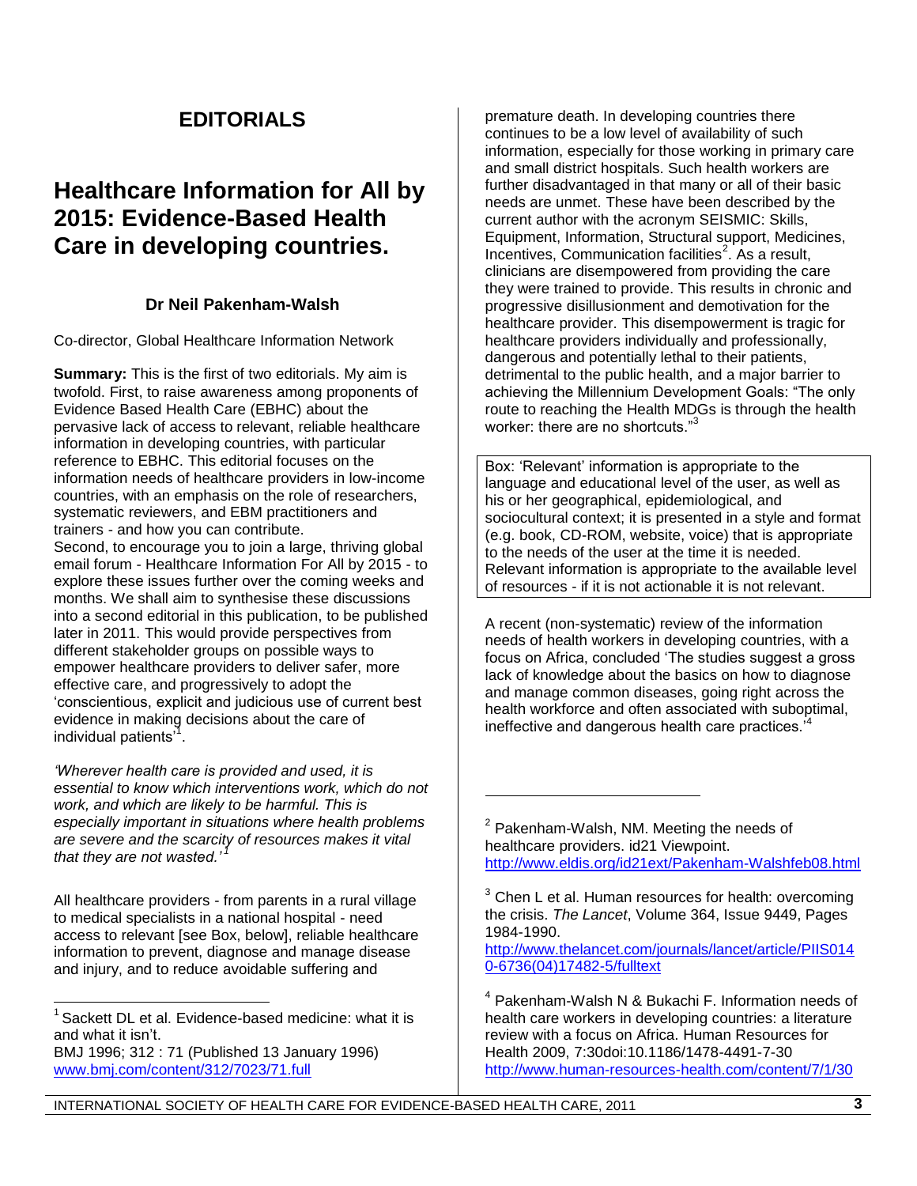## EDITORIALS

# Healthcare Information for All by 2015: Evidence-Based Health Care in developing countries.

### Dr Neil Pakenham-Walsh

Co-director, Global Healthcare Information Network

**Summary:** This is the first of two editorials. My aim is twofold. First, to raise awareness among proponents of Evidence Based Health Care (EBHC) about the pervasive lack of access to relevant, reliable healthcare information in developing countries, with particular reference to EBHC. This editorial focuses on the information needs of healthcare providers in low-income countries, with an emphasis on the role of researchers, systematic reviewers, and EBM practitioners and trainers - and how you can contribute.
Second, to encourage you to join a large, thriving global email forum - Healthcare Information For All by 2015 - to explore these issues further over the coming weeks and months. We shall aim to synthesise these discussions into a second editorial in this publication, to be published later in 2011. This would provide perspectives from different stakeholder groups on possible ways to empower healthcare providers to deliver safer, more effective care, and progressively to adopt the 'conscientious, explicit and judicious use of current best evidence in making decisions about the care of individual patients'[1].

*'Wherever health care is provided and used, it is essential to know which interventions work, which do not work, and which are likely to be harmful. This is especially important in situations where health problems are severe and the scarcity of resources makes it vital that they are not wasted.'*[1]

All healthcare providers - from parents in a rural village to medical specialists in a national hospital - need access to relevant [see Box, below], reliable healthcare information to prevent, diagnose and manage disease and injury, and to reduce avoidable suffering and premature death. In developing countries there continues to be a low level of availability of such information, especially for those working in primary care and small district hospitals. Such health workers are further disadvantaged in that many or all of their basic needs are unmet. These have been described by the current author with the acronym SEISMIC: Skills, Equipment, Information, Structural support, Medicines, Incentives, Communication facilities[2]. As a result, clinicians are disempowered from providing the care they were trained to provide. This results in chronic and progressive disillusionment and demotivation for the healthcare provider. This disempowerment is tragic for healthcare providers individually and professionally, dangerous and potentially lethal to their patients, detrimental to the public health, and a major barrier to achieving the Millennium Development Goals: "The only route to reaching the Health MDGs is through the health worker: there are no shortcuts."[3]

> Box: 'Relevant' information is appropriate to the language and educational level of the user, as well as his or her geographical, epidemiological, and sociocultural context; it is presented in a style and format (e.g. book, CD-ROM, website, voice) that is appropriate to the needs of the user at the time it is needed. Relevant information is appropriate to the available level of resources - if it is not actionable it is not relevant.

A recent (non-systematic) review of the information needs of health workers in developing countries, with a focus on Africa, concluded 'The studies suggest a gross lack of knowledge about the basics on how to diagnose and manage common diseases, going right across the health workforce and often associated with suboptimal, ineffective and dangerous health care practices.'[4]

---

[1] Sackett DL et al. Evidence-based medicine: what it is and what it isn't.
BMJ 1996; 312 : 71 (Published 13 January 1996)
www.bmj.com/content/312/7023/71.full

[2] Pakenham-Walsh, NM. Meeting the needs of healthcare providers. id21 Viewpoint.
http://www.eldis.org/id21ext/Pakenham-Walshfeb08.html

[3] Chen L et al. Human resources for health: overcoming the crisis. *The Lancet*, Volume 364, Issue 9449, Pages 1984-1990.
http://www.thelancet.com/journals/lancet/article/PIIS0140-6736(04)17482-5/fulltext

[4] Pakenham-Walsh N & Bukachi F. Information needs of health care workers in developing countries: a literature review with a focus on Africa. Human Resources for Health 2009, 7:30doi:10.1186/1478-4491-7-30
http://www.human-resources-health.com/content/7/1/30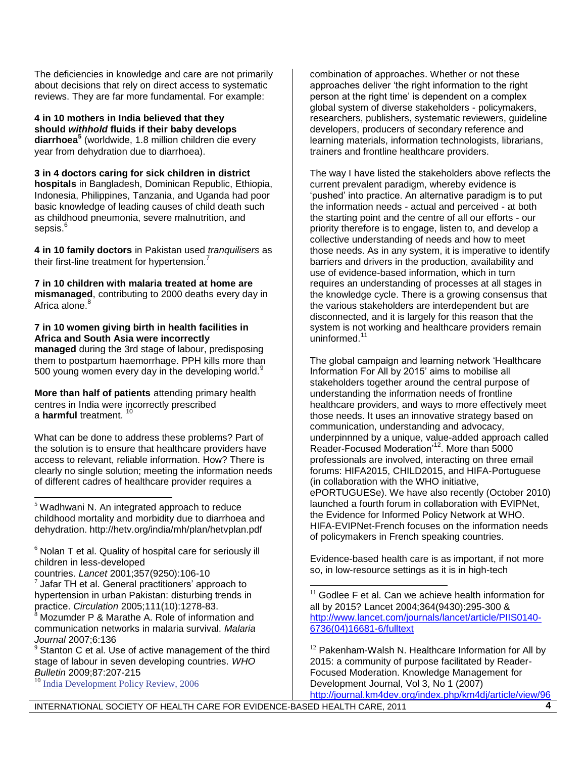The deficiencies in knowledge and care are not primarily about decisions that rely on direct access to systematic reviews. They are far more fundamental. For example:

**4 in 10 mothers in India believed that they should *withhold* fluids if their baby develops diarrhoea**[5] (worldwide, 1.8 million children die every year from dehydration due to diarrhoea).

**3 in 4 doctors caring for sick children in district hospitals** in Bangladesh, Dominican Republic, Ethiopia, Indonesia, Philippines, Tanzania, and Uganda had poor basic knowledge of leading causes of child death such as childhood pneumonia, severe malnutrition, and sepsis.[6]

**4 in 10 family doctors** in Pakistan used *tranquilisers* as their first-line treatment for hypertension.[7]

**7 in 10 children with malaria treated at home are mismanaged**, contributing to 2000 deaths every day in Africa alone.[8]

**7 in 10 women giving birth in health facilities in Africa and South Asia were incorrectly managed** during the 3rd stage of labour, predisposing them to postpartum haemorrhage. PPH kills more than 500 young women every day in the developing world.[9]

**More than half of patients** attending primary health centres in India were incorrectly prescribed a **harmful** treatment. [10]

What can be done to address these problems? Part of the solution is to ensure that healthcare providers have access to relevant, reliable information. How? There is clearly no single solution; meeting the information needs of different cadres of healthcare provider requires a combination of approaches. Whether or not these approaches deliver 'the right information to the right person at the right time' is dependent on a complex global system of diverse stakeholders - policymakers, researchers, publishers, systematic reviewers, guideline developers, producers of secondary reference and learning materials, information technologists, librarians, trainers and frontline healthcare providers.

The way I have listed the stakeholders above reflects the current prevalent paradigm, whereby evidence is 'pushed' into practice. An alternative paradigm is to put the information needs - actual and perceived - at both the starting point and the centre of all our efforts - our priority therefore is to engage, listen to, and develop a collective understanding of needs and how to meet those needs. As in any system, it is imperative to identify barriers and drivers in the production, availability and use of evidence-based information, which in turn requires an understanding of processes at all stages in the knowledge cycle. There is a growing consensus that the various stakeholders are interdependent but are disconnected, and it is largely for this reason that the system is not working and healthcare providers remain uninformed.[11]

The global campaign and learning network 'Healthcare Information For All by 2015' aims to mobilise all stakeholders together around the central purpose of understanding the information needs of frontline healthcare providers, and ways to more effectively meet those needs. It uses an innovative strategy based on communication, understanding and advocacy, underpinnned by a unique, value-added approach called Reader-Focused Moderation'[12]. More than 5000 professionals are involved, interacting on three email forums: HIFA2015, CHILD2015, and HIFA-Portuguese (in collaboration with the WHO initiative, ePORTUGUESe). We have also recently (October 2010) launched a fourth forum in collaboration with EVIPNet, the Evidence for Informed Policy Network at WHO. HIFA-EVIPNet-French focuses on the information needs of policymakers in French speaking countries.

Evidence-based health care is as important, if not more so, in low-resource settings as it is in high-tech

---

[5] Wadhwani N. An integrated approach to reduce childhood mortality and morbidity due to diarrhoea and dehydration. http://hetv.org/india/mh/plan/hetvplan.pdf

[6] Nolan T et al. Quality of hospital care for seriously ill children in less-developed countries. *Lancet* 2001;357(9250):106-10

[7] Jafar TH et al. General practitioners' approach to hypertension in urban Pakistan: disturbing trends in practice. *Circulation* 2005;111(10):1278-83.

[8] Mozumder P & Marathe A. Role of information and communication networks in malaria survival. *Malaria Journal* 2007;6:136

[9] Stanton C et al. Use of active management of the third stage of labour in seven developing countries. *WHO Bulletin* 2009;87:207-215

[10] India Development Policy Review, 2006

[11] Godlee F et al. Can we achieve health information for all by 2015? Lancet 2004;364(9430):295-300 & http://www.lancet.com/journals/lancet/article/PIIS0140-6736(04)16681-6/fulltext

[12] Pakenham-Walsh N. Healthcare Information for All by 2015: a community of purpose facilitated by Reader-Focused Moderation. Knowledge Management for Development Journal, Vol 3, No 1 (2007) http://journal.km4dev.org/index.php/km4dj/article/view/96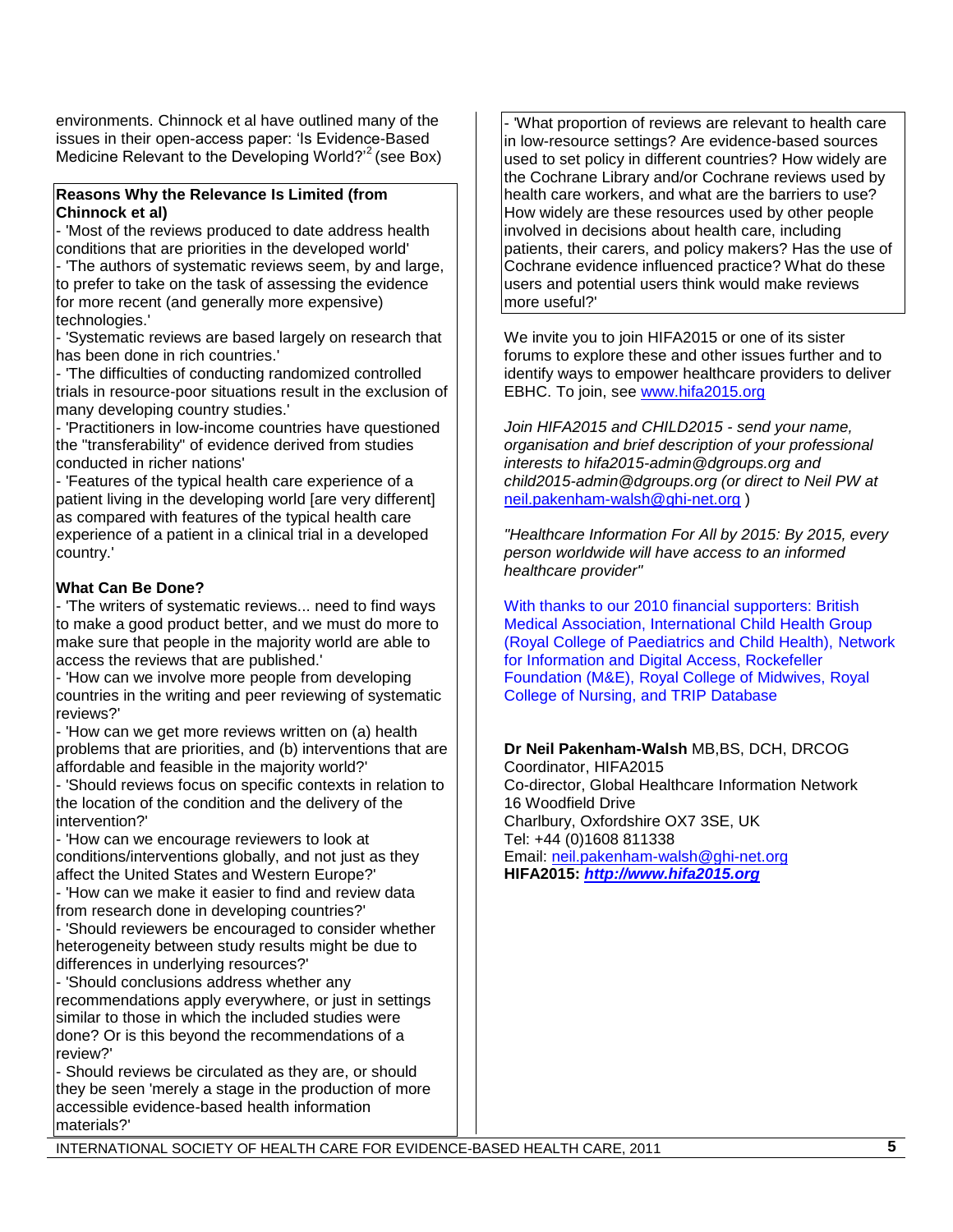environments. Chinnock et al have outlined many of the issues in their open-access paper: 'Is Evidence-Based Medicine Relevant to the Developing World?'[2] (see Box)

**Reasons Why the Relevance Is Limited (from Chinnock et al)**

- 'Most of the reviews produced to date address health conditions that are priorities in the developed world'
- 'The authors of systematic reviews seem, by and large, to prefer to take on the task of assessing the evidence for more recent (and generally more expensive) technologies.'
- 'Systematic reviews are based largely on research that has been done in rich countries.'
- 'The difficulties of conducting randomized controlled trials in resource-poor situations result in the exclusion of many developing country studies.'
- 'Practitioners in low-income countries have questioned the "transferability" of evidence derived from studies conducted in richer nations'
- 'Features of the typical health care experience of a patient living in the developing world [are very different] as compared with features of the typical health care experience of a patient in a clinical trial in a developed country.'

**What Can Be Done?**

- 'The writers of systematic reviews... need to find ways to make a good product better, and we must do more to make sure that people in the majority world are able to access the reviews that are published.'
- 'How can we involve more people from developing countries in the writing and peer reviewing of systematic reviews?'
- 'How can we get more reviews written on (a) health problems that are priorities, and (b) interventions that are affordable and feasible in the majority world?'
- 'Should reviews focus on specific contexts in relation to the location of the condition and the delivery of the intervention?'
- 'How can we encourage reviewers to look at conditions/interventions globally, and not just as they affect the United States and Western Europe?'
- 'How can we make it easier to find and review data from research done in developing countries?'
- 'Should reviewers be encouraged to consider whether heterogeneity between study results might be due to differences in underlying resources?'
- 'Should conclusions address whether any recommendations apply everywhere, or just in settings similar to those in which the included studies were done? Or is this beyond the recommendations of a review?'
- Should reviews be circulated as they are, or should they be seen 'merely a stage in the production of more accessible evidence-based health information materials?'
- 'What proportion of reviews are relevant to health care in low-resource settings? Are evidence-based sources used to set policy in different countries? How widely are the Cochrane Library and/or Cochrane reviews used by health care workers, and what are the barriers to use? How widely are these resources used by other people involved in decisions about health care, including patients, their carers, and policy makers? Has the use of Cochrane evidence influenced practice? What do these users and potential users think would make reviews more useful?'

We invite you to join HIFA2015 or one of its sister forums to explore these and other issues further and to identify ways to empower healthcare providers to deliver EBHC. To join, see www.hifa2015.org

*Join HIFA2015 and CHILD2015 - send your name, organisation and brief description of your professional interests to hifa2015-admin@dgroups.org and child2015-admin@dgroups.org (or direct to Neil PW at* neil.pakenham-walsh@ghi-net.org )

*"Healthcare Information For All by 2015: By 2015, every person worldwide will have access to an informed healthcare provider"*

With thanks to our 2010 financial supporters: British Medical Association, International Child Health Group (Royal College of Paediatrics and Child Health), Network for Information and Digital Access, Rockefeller Foundation (M&E), Royal College of Midwives, Royal College of Nursing, and TRIP Database

**Dr Neil Pakenham-Walsh** MB,BS, DCH, DRCOG
Coordinator, HIFA2015
Co-director, Global Healthcare Information Network
16 Woodfield Drive
Charlbury, Oxfordshire OX7 3SE, UK
Tel: +44 (0)1608 811338
Email: neil.pakenham-walsh@ghi-net.org
**HIFA2015: *http://www.hifa2015.org***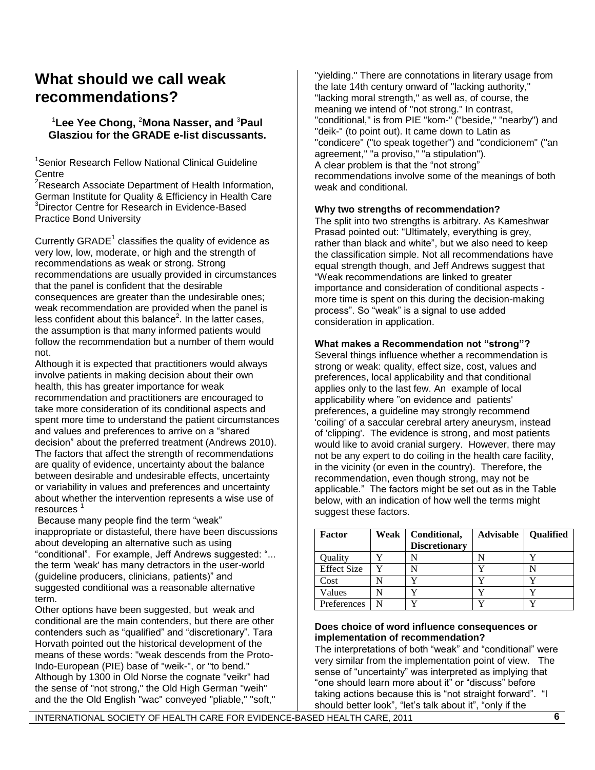# What should we call weak recommendations?

**[1]Lee Yee Chong, [2]Mona Nasser, and [3]Paul Glasziou for the GRADE e-list discussants.**

[1]Senior Research Fellow National Clinical Guideline Centre
[2]Research Associate Department of Health Information, German Institute for Quality & Efficiency in Health Care
[3]Director Centre for Research in Evidence-Based Practice Bond University

Currently GRADE[1] classifies the quality of evidence as very low, low, moderate, or high and the strength of recommendations as weak or strong. Strong recommendations are usually provided in circumstances that the panel is confident that the desirable consequences are greater than the undesirable ones; weak recommendation are provided when the panel is less confident about this balance[2]. In the latter cases, the assumption is that many informed patients would follow the recommendation but a number of them would not.

Although it is expected that practitioners would always involve patients in making decision about their own health, this has greater importance for weak recommendation and practitioners are encouraged to take more consideration of its conditional aspects and spent more time to understand the patient circumstances and values and preferences to arrive on a "shared decision" about the preferred treatment (Andrews 2010). The factors that affect the strength of recommendations are quality of evidence, uncertainty about the balance between desirable and undesirable effects, uncertainty or variability in values and preferences and uncertainty about whether the intervention represents a wise use of resources [1]

Because many people find the term "weak" inappropriate or distasteful, there have been discussions about developing an alternative such as using "conditional". For example, Jeff Andrews suggested: "... the term 'weak' has many detractors in the user-world (guideline producers, clinicians, patients)" and suggested conditional was a reasonable alternative term.

Other options have been suggested, but weak and conditional are the main contenders, but there are other contenders such as "qualified" and "discretionary". Tara Horvath pointed out the historical development of the means of these words: "weak descends from the Proto-Indo-European (PIE) base of "weik-", or "to bend." Although by 1300 in Old Norse the cognate "veikr" had the sense of "not strong," the Old High German "weih" and the the Old English "wac" conveyed "pliable," "soft," "yielding." There are connotations in literary usage from the late 14th century onward of "lacking authority," "lacking moral strength," as well as, of course, the meaning we intend of "not strong." In contrast, "conditional," is from PIE "kom-" ("beside," "nearby") and "deik-" (to point out). It came down to Latin as "condicere" ("to speak together") and "condicionem" ("an agreement," "a proviso," "a stipulation").
A clear problem is that the "not strong" recommendations involve some of the meanings of both weak and conditional.

### Why two strengths of recommendation?

The split into two strengths is arbitrary. As Kameshwar Prasad pointed out: "Ultimately, everything is grey, rather than black and white", but we also need to keep the classification simple. Not all recommendations have equal strength though, and Jeff Andrews suggest that "Weak recommendations are linked to greater importance and consideration of conditional aspects - more time is spent on this during the decision-making process". So "weak" is a signal to use added consideration in application.

### What makes a Recommendation not "strong"?

Several things influence whether a recommendation is strong or weak: quality, effect size, cost, values and preferences, local applicability and that conditional applies only to the last few. An example of local applicability where "on evidence and patients' preferences, a guideline may strongly recommend 'coiling' of a saccular cerebral artery aneurysm, instead of 'clipping'. The evidence is strong, and most patients would like to avoid cranial surgery. However, there may not be any expert to do coiling in the health care facility, in the vicinity (or even in the country). Therefore, the recommendation, even though strong, may not be applicable." The factors might be set out as in the Table below, with an indication of how well the terms might suggest these factors.

| Factor | Weak | Conditional, Discretionary | Advisable | Qualified |
|---|---|---|---|---|
| Quality | Y | N | N | Y |
| Effect Size | Y | N | Y | N |
| Cost | N | Y | Y | Y |
| Values | N | Y | Y | Y |
| Preferences | N | Y | Y | Y |

### Does choice of word influence consequences or implementation of recommendation?

The interpretations of both "weak" and "conditional" were very similar from the implementation point of view. The sense of "uncertainty" was interpreted as implying that "one should learn more about it" or "discuss" before taking actions because this is "not straight forward". "I should better look", "let's talk about it", "only if the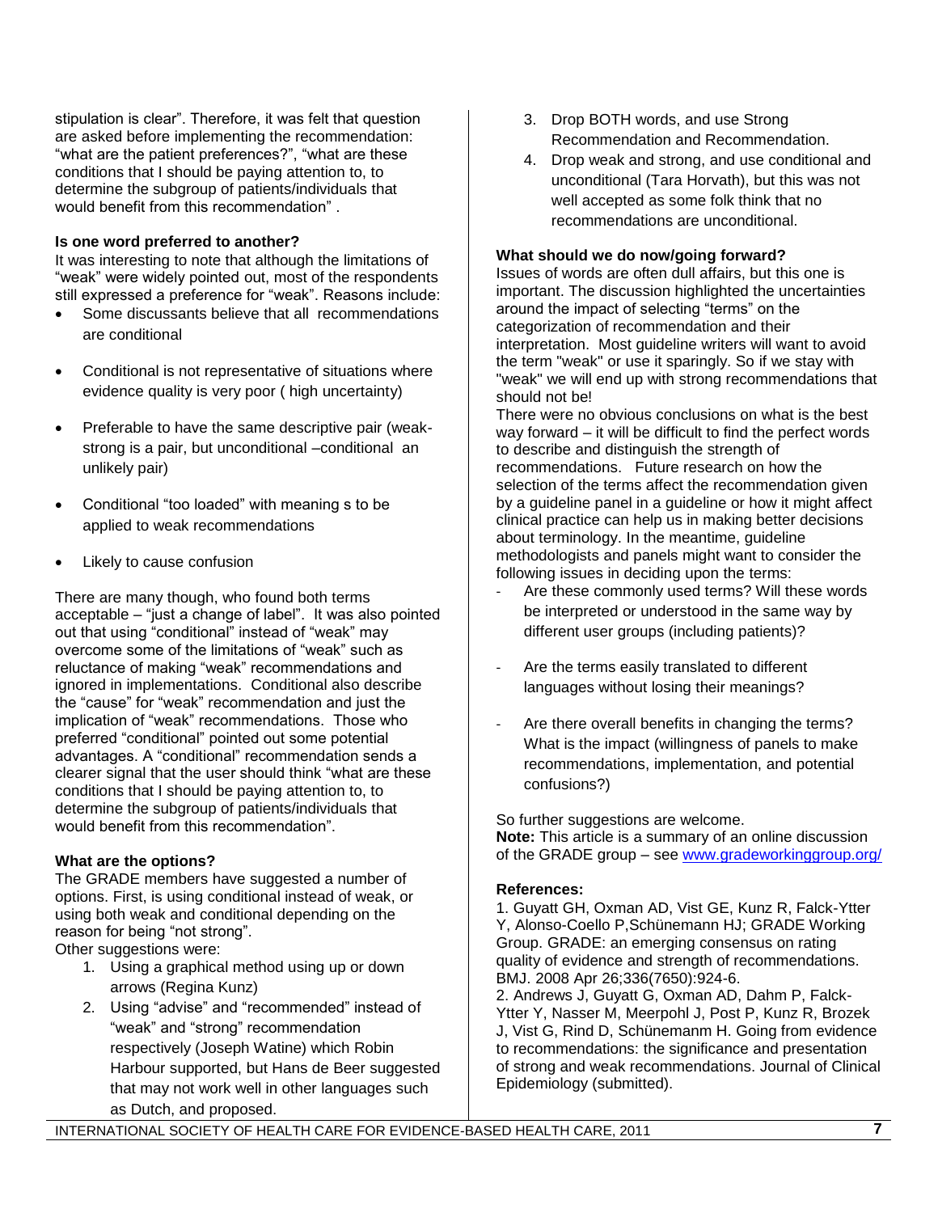stipulation is clear". Therefore, it was felt that question are asked before implementing the recommendation: "what are the patient preferences?", "what are these conditions that I should be paying attention to, to determine the subgroup of patients/individuals that would benefit from this recommendation" .

**Is one word preferred to another?**

It was interesting to note that although the limitations of "weak" were widely pointed out, most of the respondents still expressed a preference for "weak". Reasons include:

- Some discussants believe that all recommendations are conditional
- Conditional is not representative of situations where evidence quality is very poor ( high uncertainty)
- Preferable to have the same descriptive pair (weak-strong is a pair, but unconditional –conditional an unlikely pair)
- Conditional "too loaded" with meaning s to be applied to weak recommendations
- Likely to cause confusion

There are many though, who found both terms acceptable – "just a change of label". It was also pointed out that using "conditional" instead of "weak" may overcome some of the limitations of "weak" such as reluctance of making "weak" recommendations and ignored in implementations. Conditional also describe the "cause" for "weak" recommendation and just the implication of "weak" recommendations. Those who preferred "conditional" pointed out some potential advantages. A "conditional" recommendation sends a clearer signal that the user should think "what are these conditions that I should be paying attention to, to determine the subgroup of patients/individuals that would benefit from this recommendation".

**What are the options?**

The GRADE members have suggested a number of options. First, is using conditional instead of weak, or using both weak and conditional depending on the reason for being "not strong".

Other suggestions were:

1. Using a graphical method using up or down arrows (Regina Kunz)
2. Using "advise" and "recommended" instead of "weak" and "strong" recommendation respectively (Joseph Watine) which Robin Harbour supported, but Hans de Beer suggested that may not work well in other languages such as Dutch, and proposed.
3. Drop BOTH words, and use Strong Recommendation and Recommendation.
4. Drop weak and strong, and use conditional and unconditional (Tara Horvath), but this was not well accepted as some folk think that no recommendations are unconditional.

**What should we do now/going forward?**

Issues of words are often dull affairs, but this one is important. The discussion highlighted the uncertainties around the impact of selecting "terms" on the categorization of recommendation and their interpretation. Most guideline writers will want to avoid the term "weak" or use it sparingly. So if we stay with "weak" we will end up with strong recommendations that should not be!

There were no obvious conclusions on what is the best way forward – it will be difficult to find the perfect words to describe and distinguish the strength of recommendations. Future research on how the selection of the terms affect the recommendation given by a guideline panel in a guideline or how it might affect clinical practice can help us in making better decisions about terminology. In the meantime, guideline methodologists and panels might want to consider the following issues in deciding upon the terms:

- Are these commonly used terms? Will these words be interpreted or understood in the same way by different user groups (including patients)?
- Are the terms easily translated to different languages without losing their meanings?
- Are there overall benefits in changing the terms? What is the impact (willingness of panels to make recommendations, implementation, and potential confusions?)

So further suggestions are welcome.

**Note:** This article is a summary of an online discussion of the GRADE group – see www.gradeworkinggroup.org/

**References:**

1. Guyatt GH, Oxman AD, Vist GE, Kunz R, Falck-Ytter Y, Alonso-Coello P,Schünemann HJ; GRADE Working Group. GRADE: an emerging consensus on rating quality of evidence and strength of recommendations. BMJ. 2008 Apr 26;336(7650):924-6.
2. Andrews J, Guyatt G, Oxman AD, Dahm P, Falck-Ytter Y, Nasser M, Meerpohl J, Post P, Kunz R, Brozek J, Vist G, Rind D, Schünemann H. Going from evidence to recommendations: the significance and presentation of strong and weak recommendations. Journal of Clinical Epidemiology (submitted).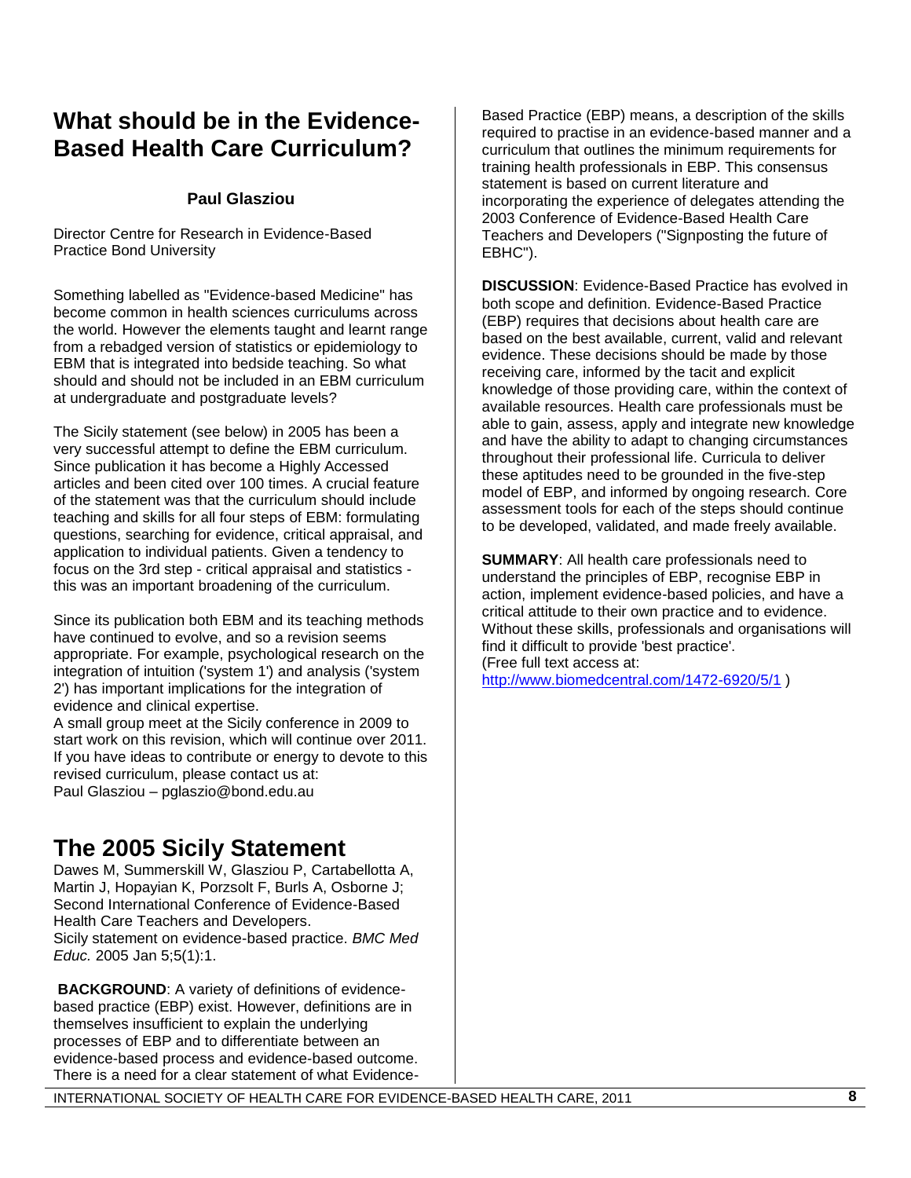# What should be in the Evidence-Based Health Care Curriculum?

**Paul Glasziou**

Director Centre for Research in Evidence-Based Practice Bond University

Something labelled as "Evidence-based Medicine" has become common in health sciences curriculums across the world. However the elements taught and learnt range from a rebadged version of statistics or epidemiology to EBM that is integrated into bedside teaching. So what should and should not be included in an EBM curriculum at undergraduate and postgraduate levels?

The Sicily statement (see below) in 2005 has been a very successful attempt to define the EBM curriculum. Since publication it has become a Highly Accessed articles and been cited over 100 times. A crucial feature of the statement was that the curriculum should include teaching and skills for all four steps of EBM: formulating questions, searching for evidence, critical appraisal, and application to individual patients. Given a tendency to focus on the 3rd step - critical appraisal and statistics - this was an important broadening of the curriculum.

Since its publication both EBM and its teaching methods have continued to evolve, and so a revision seems appropriate. For example, psychological research on the integration of intuition ('system 1') and analysis ('system 2') has important implications for the integration of evidence and clinical expertise.

A small group meet at the Sicily conference in 2009 to start work on this revision, which will continue over 2011. If you have ideas to contribute or energy to devote to this revised curriculum, please contact us at:
Paul Glasziou – pglaszio@bond.edu.au

# The 2005 Sicily Statement

Dawes M, Summerskill W, Glasziou P, Cartabellotta A, Martin J, Hopayian K, Porzsolt F, Burls A, Osborne J; Second International Conference of Evidence-Based Health Care Teachers and Developers.
Sicily statement on evidence-based practice. *BMC Med Educ.* 2005 Jan 5;5(1):1.

**BACKGROUND**: A variety of definitions of evidence-based practice (EBP) exist. However, definitions are in themselves insufficient to explain the underlying processes of EBP and to differentiate between an evidence-based process and evidence-based outcome. There is a need for a clear statement of what Evidence-Based Practice (EBP) means, a description of the skills required to practise in an evidence-based manner and a curriculum that outlines the minimum requirements for training health professionals in EBP. This consensus statement is based on current literature and incorporating the experience of delegates attending the 2003 Conference of Evidence-Based Health Care Teachers and Developers ("Signposting the future of EBHC").

**DISCUSSION**: Evidence-Based Practice has evolved in both scope and definition. Evidence-Based Practice (EBP) requires that decisions about health care are based on the best available, current, valid and relevant evidence. These decisions should be made by those receiving care, informed by the tacit and explicit knowledge of those providing care, within the context of available resources. Health care professionals must be able to gain, assess, apply and integrate new knowledge and have the ability to adapt to changing circumstances throughout their professional life. Curricula to deliver these aptitudes need to be grounded in the five-step model of EBP, and informed by ongoing research. Core assessment tools for each of the steps should continue to be developed, validated, and made freely available.

**SUMMARY**: All health care professionals need to understand the principles of EBP, recognise EBP in action, implement evidence-based policies, and have a critical attitude to their own practice and to evidence. Without these skills, professionals and organisations will find it difficult to provide 'best practice'.
(Free full text access at: http://www.biomedcentral.com/1472-6920/5/1 )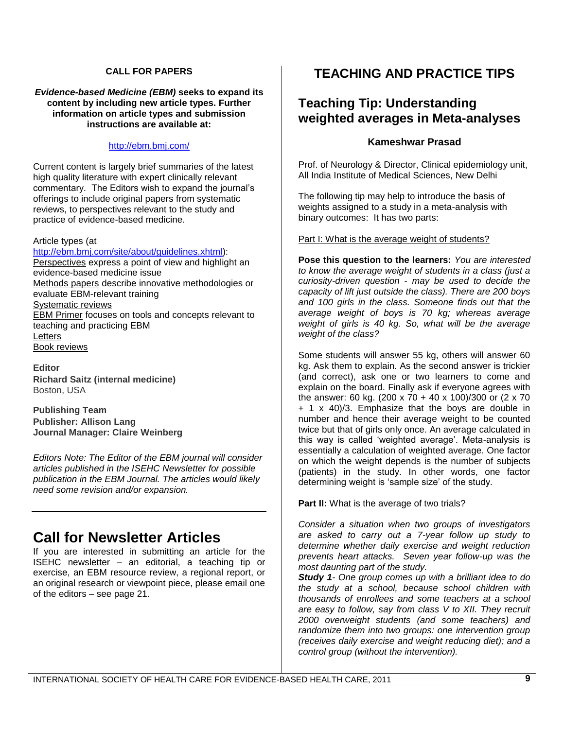**CALL FOR PAPERS**

***Evidence-based Medicine (EBM)* seeks to expand its content by including new article types. Further information on article types and submission instructions are available at:**

http://ebm.bmj.com/

Current content is largely brief summaries of the latest high quality literature with expert clinically relevant commentary. The Editors wish to expand the journal's offerings to include original papers from systematic reviews, to perspectives relevant to the study and practice of evidence-based medicine.

Article types (at http://ebm.bmj.com/site/about/guidelines.xhtml):
Perspectives express a point of view and highlight an evidence-based medicine issue
Methods papers describe innovative methodologies or evaluate EBM-relevant training
Systematic reviews
EBM Primer focuses on tools and concepts relevant to teaching and practicing EBM
Letters
Book reviews

**Editor**
**Richard Saitz (internal medicine)**
Boston, USA

**Publishing Team**
**Publisher: Allison Lang**
**Journal Manager: Claire Weinberg**

*Editors Note: The Editor of the EBM journal will consider articles published in the ISEHC Newsletter for possible publication in the EBM Journal. The articles would likely need some revision and/or expansion.*

---

# Call for Newsletter Articles

If you are interested in submitting an article for the ISEHC newsletter – an editorial, a teaching tip or exercise, an EBM resource review, a regional report, or an original research or viewpoint piece, please email one of the editors – see page 21.

# TEACHING AND PRACTICE TIPS

## Teaching Tip: Understanding weighted averages in Meta-analyses

### Kameshwar Prasad

Prof. of Neurology & Director, Clinical epidemiology unit, All India Institute of Medical Sciences, New Delhi

The following tip may help to introduce the basis of weights assigned to a study in a meta-analysis with binary outcomes: It has two parts:

Part I: What is the average weight of students?

**Pose this question to the learners:** *You are interested to know the average weight of students in a class (just a curiosity-driven question - may be used to decide the capacity of lift just outside the class). There are 200 boys and 100 girls in the class. Someone finds out that the average weight of boys is 70 kg; whereas average weight of girls is 40 kg. So, what will be the average weight of the class?*

Some students will answer 55 kg, others will answer 60 kg. Ask them to explain. As the second answer is trickier (and correct), ask one or two learners to come and explain on the board. Finally ask if everyone agrees with the answer: 60 kg. (200 x 70 + 40 x 100)/300 or (2 x 70 + 1 x 40)/3. Emphasize that the boys are double in number and hence their average weight to be counted twice but that of girls only once. An average calculated in this way is called 'weighted average'. Meta-analysis is essentially a calculation of weighted average. One factor on which the weight depends is the number of subjects (patients) in the study. In other words, one factor determining weight is 'sample size' of the study.

**Part II:** What is the average of two trials?

*Consider a situation when two groups of investigators are asked to carry out a 7-year follow up study to determine whether daily exercise and weight reduction prevents heart attacks. Seven year follow-up was the most daunting part of the study.*

***Study 1****- One group comes up with a brilliant idea to do the study at a school, because school children with thousands of enrollees and some teachers at a school are easy to follow, say from class V to XII. They recruit 2000 overweight students (and some teachers) and randomize them into two groups: one intervention group (receives daily exercise and weight reducing diet); and a control group (without the intervention).*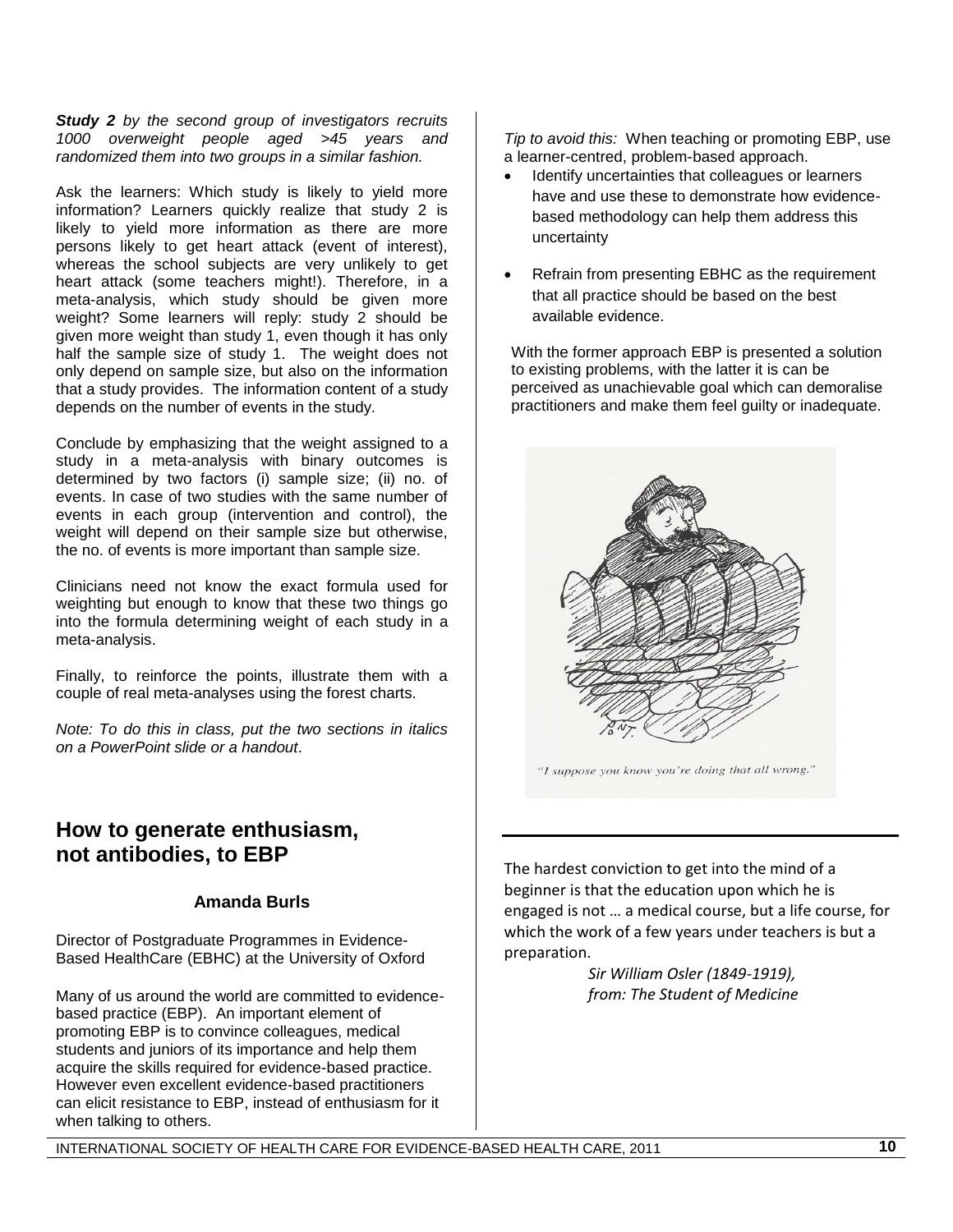***Study 2*** *by the second group of investigators recruits 1000 overweight people aged >45 years and randomized them into two groups in a similar fashion.*

Ask the learners: Which study is likely to yield more information? Learners quickly realize that study 2 is likely to yield more information as there are more persons likely to get heart attack (event of interest), whereas the school subjects are very unlikely to get heart attack (some teachers might!). Therefore, in a meta-analysis, which study should be given more weight? Some learners will reply: study 2 should be given more weight than study 1, even though it has only half the sample size of study 1. The weight does not only depend on sample size, but also on the information that a study provides. The information content of a study depends on the number of events in the study.

Conclude by emphasizing that the weight assigned to a study in a meta-analysis with binary outcomes is determined by two factors (i) sample size; (ii) no. of events. In case of two studies with the same number of events in each group (intervention and control), the weight will depend on their sample size but otherwise, the no. of events is more important than sample size.

Clinicians need not know the exact formula used for weighting but enough to know that these two things go into the formula determining weight of each study in a meta-analysis.

Finally, to reinforce the points, illustrate them with a couple of real meta-analyses using the forest charts.

*Note: To do this in class, put the two sections in italics on a PowerPoint slide or a handout*.

## How to generate enthusiasm, not antibodies, to EBP

**Amanda Burls**

Director of Postgraduate Programmes in Evidence-Based HealthCare (EBHC) at the University of Oxford

Many of us around the world are committed to evidence-based practice (EBP). An important element of promoting EBP is to convince colleagues, medical students and juniors of its importance and help them acquire the skills required for evidence-based practice. However even excellent evidence-based practitioners can elicit resistance to EBP, instead of enthusiasm for it when talking to others.

*Tip to avoid this:* When teaching or promoting EBP, use a learner-centred, problem-based approach.

- Identify uncertainties that colleagues or learners have and use these to demonstrate how evidence-based methodology can help them address this uncertainty
- Refrain from presenting EBHC as the requirement that all practice should be based on the best available evidence.

With the former approach EBP is presented a solution to existing problems, with the latter it is can be perceived as unachievable goal which can demoralise practitioners and make them feel guilty or inadequate.

*"I suppose you know you're doing that all wrong."*

---

The hardest conviction to get into the mind of a beginner is that the education upon which he is engaged is not … a medical course, but a life course, for which the work of a few years under teachers is but a preparation.

*Sir William Osler (1849-1919), from: The Student of Medicine*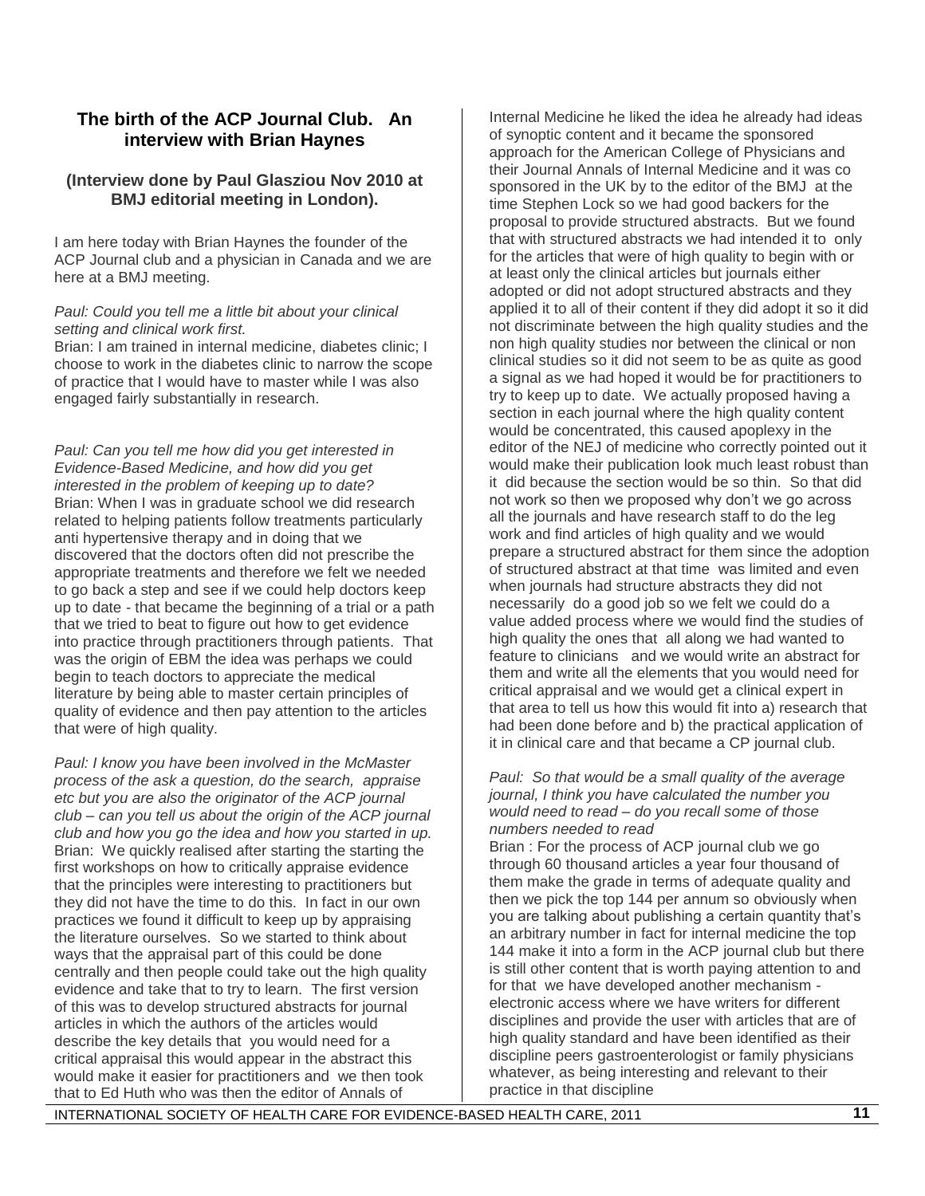## The birth of the ACP Journal Club. An interview with Brian Haynes

### (Interview done by Paul Glasziou Nov 2010 at BMJ editorial meeting in London).

I am here today with Brian Haynes the founder of the ACP Journal club and a physician in Canada and we are here at a BMJ meeting.

*Paul: Could you tell me a little bit about your clinical setting and clinical work first.*

Brian: I am trained in internal medicine, diabetes clinic; I choose to work in the diabetes clinic to narrow the scope of practice that I would have to master while I was also engaged fairly substantially in research.

*Paul: Can you tell me how did you get interested in Evidence-Based Medicine, and how did you get interested in the problem of keeping up to date?*

Brian: When I was in graduate school we did research related to helping patients follow treatments particularly anti hypertensive therapy and in doing that we discovered that the doctors often did not prescribe the appropriate treatments and therefore we felt we needed to go back a step and see if we could help doctors keep up to date - that became the beginning of a trial or a path that we tried to beat to figure out how to get evidence into practice through practitioners through patients. That was the origin of EBM the idea was perhaps we could begin to teach doctors to appreciate the medical literature by being able to master certain principles of quality of evidence and then pay attention to the articles that were of high quality.

*Paul: I know you have been involved in the McMaster process of the ask a question, do the search, appraise etc but you are also the originator of the ACP journal club – can you tell us about the origin of the ACP journal club and how you go the idea and how you started in up.*

Brian: We quickly realised after starting the starting the first workshops on how to critically appraise evidence that the principles were interesting to practitioners but they did not have the time to do this. In fact in our own practices we found it difficult to keep up by appraising the literature ourselves. So we started to think about ways that the appraisal part of this could be done centrally and then people could take out the high quality evidence and take that to try to learn. The first version of this was to develop structured abstracts for journal articles in which the authors of the articles would describe the key details that you would need for a critical appraisal this would appear in the abstract this would make it easier for practitioners and we then took that to Ed Huth who was then the editor of Annals of Internal Medicine he liked the idea he already had ideas of synoptic content and it became the sponsored approach for the American College of Physicians and their Journal Annals of Internal Medicine and it was co sponsored in the UK by to the editor of the BMJ at the time Stephen Lock so we had good backers for the proposal to provide structured abstracts. But we found that with structured abstracts we had intended it to only for the articles that were of high quality to begin with or at least only the clinical articles but journals either adopted or did not adopt structured abstracts and they applied it to all of their content if they did adopt it so it did not discriminate between the high quality studies and the non high quality studies nor between the clinical or non clinical studies so it did not seem to be as quite as good a signal as we had hoped it would be for practitioners to try to keep up to date. We actually proposed having a section in each journal where the high quality content would be concentrated, this caused apoplexy in the editor of the NEJ of medicine who correctly pointed out it would make their publication look much least robust than it did because the section would be so thin. So that did not work so then we proposed why don't we go across all the journals and have research staff to do the leg work and find articles of high quality and we would prepare a structured abstract for them since the adoption of structured abstract at that time was limited and even when journals had structure abstracts they did not necessarily do a good job so we felt we could do a value added process where we would find the studies of high quality the ones that all along we had wanted to feature to clinicians and we would write an abstract for them and write all the elements that you would need for critical appraisal and we would get a clinical expert in that area to tell us how this would fit into a) research that had been done before and b) the practical application of it in clinical care and that became a CP journal club.

*Paul: So that would be a small quality of the average journal, I think you have calculated the number you would need to read – do you recall some of those numbers needed to read*

Brian : For the process of ACP journal club we go through 60 thousand articles a year four thousand of them make the grade in terms of adequate quality and then we pick the top 144 per annum so obviously when you are talking about publishing a certain quantity that's an arbitrary number in fact for internal medicine the top 144 make it into a form in the ACP journal club but there is still other content that is worth paying attention to and for that we have developed another mechanism - electronic access where we have writers for different disciplines and provide the user with articles that are of high quality standard and have been identified as their discipline peers gastroenterologist or family physicians whatever, as being interesting and relevant to their practice in that discipline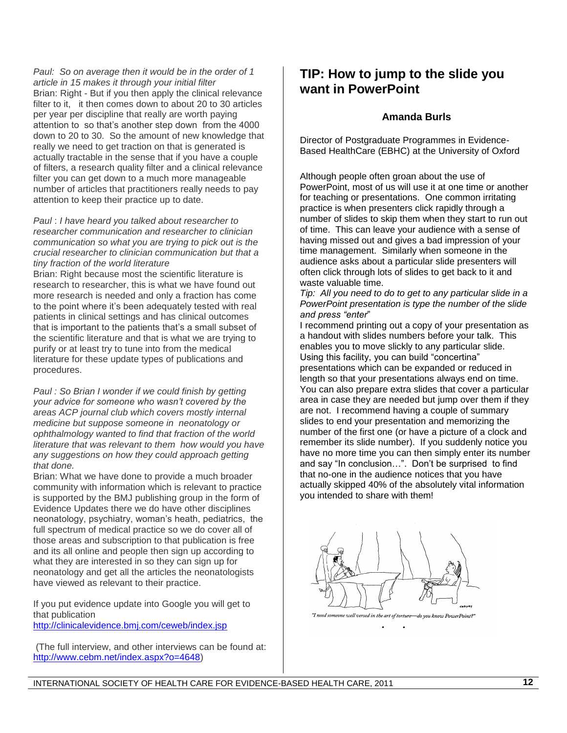*Paul: So on average then it would be in the order of 1 article in 15 makes it through your initial filter*

Brian: Right - But if you then apply the clinical relevance filter to it, it then comes down to about 20 to 30 articles per year per discipline that really are worth paying attention to so that's another step down from the 4000 down to 20 to 30. So the amount of new knowledge that really we need to get traction on that is generated is actually tractable in the sense that if you have a couple of filters, a research quality filter and a clinical relevance filter you can get down to a much more manageable number of articles that practitioners really needs to pay attention to keep their practice up to date.

*Paul : I have heard you talked about researcher to researcher communication and researcher to clinician communication so what you are trying to pick out is the crucial researcher to clinician communication but that a tiny fraction of the world literature*

Brian: Right because most the scientific literature is research to researcher, this is what we have found out more research is needed and only a fraction has come to the point where it's been adequately tested with real patients in clinical settings and has clinical outcomes that is important to the patients that's a small subset of the scientific literature and that is what we are trying to purify or at least try to tune into from the medical literature for these update types of publications and procedures.

*Paul : So Brian I wonder if we could finish by getting your advice for someone who wasn't covered by the areas ACP journal club which covers mostly internal medicine but suppose someone in neonatology or ophthalmology wanted to find that fraction of the world literature that was relevant to them how would you have any suggestions on how they could approach getting that done.*

Brian: What we have done to provide a much broader community with information which is relevant to practice is supported by the BMJ publishing group in the form of Evidence Updates there we do have other disciplines neonatology, psychiatry, woman's heath, pediatrics, the full spectrum of medical practice so we do cover all of those areas and subscription to that publication is free and its all online and people then sign up according to what they are interested in so they can sign up for neonatology and get all the articles the neonatologists have viewed as relevant to their practice.

If you put evidence update into Google you will get to that publication
http://clinicalevidence.bmj.com/ceweb/index.jsp

(The full interview, and other interviews can be found at: http://www.cebm.net/index.aspx?o=4648)

## TIP: How to jump to the slide you want in PowerPoint

**Amanda Burls**

Director of Postgraduate Programmes in Evidence-Based HealthCare (EBHC) at the University of Oxford

Although people often groan about the use of PowerPoint, most of us will use it at one time or another for teaching or presentations. One common irritating practice is when presenters click rapidly through a number of slides to skip them when they start to run out of time. This can leave your audience with a sense of having missed out and gives a bad impression of your time management. Similarly when someone in the audience asks about a particular slide presenters will often click through lots of slides to get back to it and waste valuable time.

*Tip: All you need to do to get to any particular slide in a PowerPoint presentation is type the number of the slide and press "enter"*

I recommend printing out a copy of your presentation as a handout with slides numbers before your talk. This enables you to move slickly to any particular slide. Using this facility, you can build "concertina" presentations which can be expanded or reduced in length so that your presentations always end on time. You can also prepare extra slides that cover a particular area in case they are needed but jump over them if they are not. I recommend having a couple of summary slides to end your presentation and memorizing the number of the first one (or have a picture of a clock and remember its slide number). If you suddenly notice you have no more time you can then simply enter its number and say "In conclusion…". Don't be surprised to find that no-one in the audience notices that you have actually skipped 40% of the absolutely vital information you intended to share with them!

"I need someone well versed in the art of torture—do you know PowerPoint?"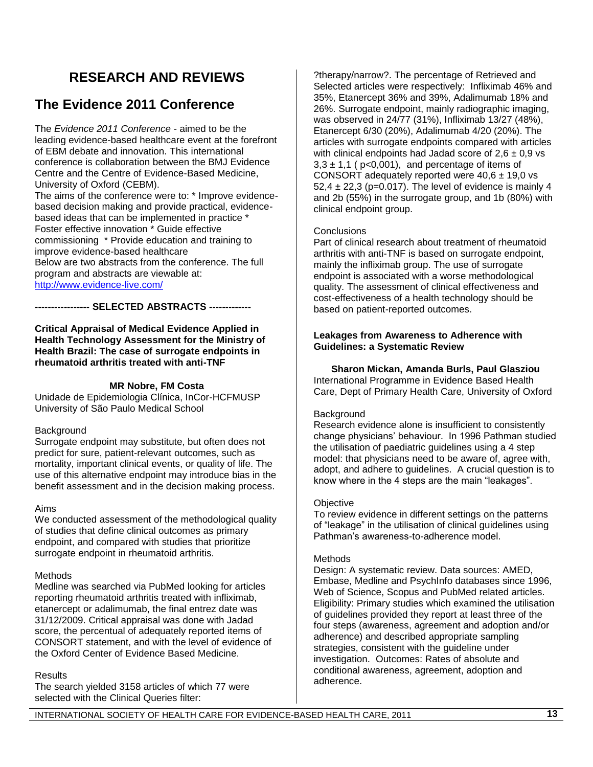# RESEARCH AND REVIEWS

## The Evidence 2011 Conference

The *Evidence 2011 Conference* - aimed to be the leading evidence-based healthcare event at the forefront of EBM debate and innovation. This international conference is collaboration between the BMJ Evidence Centre and the Centre of Evidence-Based Medicine, University of Oxford (CEBM).

The aims of the conference were to: * Improve evidence-based decision making and provide practical, evidence-based ideas that can be implemented in practice * Foster effective innovation * Guide effective commissioning * Provide education and training to improve evidence-based healthcare

Below are two abstracts from the conference. The full program and abstracts are viewable at: http://www.evidence-live.com/

**----------------- SELECTED ABSTRACTS -------------**

**Critical Appraisal of Medical Evidence Applied in Health Technology Assessment for the Ministry of Health Brazil: The case of surrogate endpoints in rheumatoid arthritis treated with anti-TNF**

**MR Nobre, FM Costa**

Unidade de Epidemiologia Clínica, InCor-HCFMUSP University of São Paulo Medical School

Background

Surrogate endpoint may substitute, but often does not predict for sure, patient-relevant outcomes, such as mortality, important clinical events, or quality of life. The use of this alternative endpoint may introduce bias in the benefit assessment and in the decision making process.

Aims

We conducted assessment of the methodological quality of studies that define clinical outcomes as primary endpoint, and compared with studies that prioritize surrogate endpoint in rheumatoid arthritis.

Methods

Medline was searched via PubMed looking for articles reporting rheumatoid arthritis treated with infliximab, etanercept or adalimumab, the final entrez date was 31/12/2009. Critical appraisal was done with Jadad score, the percentual of adequately reported items of CONSORT statement, and with the level of evidence of the Oxford Center of Evidence Based Medicine.

Results

The search yielded 3158 articles of which 77 were selected with the Clinical Queries filter: ?therapy/narrow?. The percentage of Retrieved and Selected articles were respectively: Infliximab 46% and 35%, Etanercept 36% and 39%, Adalimumab 18% and 26%. Surrogate endpoint, mainly radiographic imaging, was observed in 24/77 (31%), Infliximab 13/27 (48%), Etanercept 6/30 (20%), Adalimumab 4/20 (20%). The articles with surrogate endpoints compared with articles with clinical endpoints had Jadad score of 2,6 ± 0,9 vs 3,3 ± 1,1 ( p<0,001), and percentage of items of CONSORT adequately reported were 40,6 ± 19,0 vs 52,4 ± 22,3 (p=0.017). The level of evidence is mainly 4 and 2b (55%) in the surrogate group, and 1b (80%) with clinical endpoint group.

Conclusions

Part of clinical research about treatment of rheumatoid arthritis with anti-TNF is based on surrogate endpoint, mainly the infliximab group. The use of surrogate endpoint is associated with a worse methodological quality. The assessment of clinical effectiveness and cost-effectiveness of a health technology should be based on patient-reported outcomes.

**Leakages from Awareness to Adherence with Guidelines: a Systematic Review**

**Sharon Mickan, Amanda Burls, Paul Glasziou**

International Programme in Evidence Based Health Care, Dept of Primary Health Care, University of Oxford

Background

Research evidence alone is insufficient to consistently change physicians' behaviour. In 1996 Pathman studied the utilisation of paediatric guidelines using a 4 step model: that physicians need to be aware of, agree with, adopt, and adhere to guidelines. A crucial question is to know where in the 4 steps are the main "leakages".

Objective

To review evidence in different settings on the patterns of "leakage" in the utilisation of clinical guidelines using Pathman's awareness-to-adherence model.

Methods

Design: A systematic review. Data sources: AMED, Embase, Medline and PsychInfo databases since 1996, Web of Science, Scopus and PubMed related articles. Eligibility: Primary studies which examined the utilisation of guidelines provided they report at least three of the four steps (awareness, agreement and adoption and/or adherence) and described appropriate sampling strategies, consistent with the guideline under investigation. Outcomes: Rates of absolute and conditional awareness, agreement, adoption and adherence.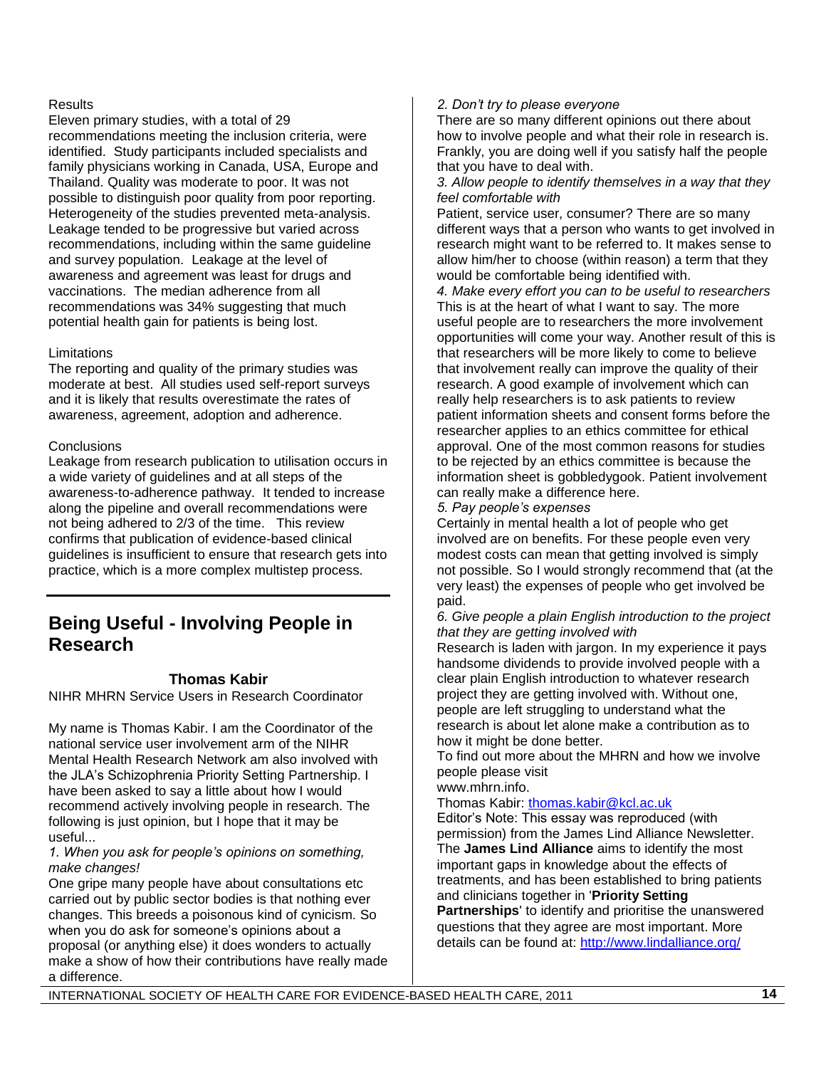Results

Eleven primary studies, with a total of 29 recommendations meeting the inclusion criteria, were identified. Study participants included specialists and family physicians working in Canada, USA, Europe and Thailand. Quality was moderate to poor. It was not possible to distinguish poor quality from poor reporting. Heterogeneity of the studies prevented meta-analysis. Leakage tended to be progressive but varied across recommendations, including within the same guideline and survey population. Leakage at the level of awareness and agreement was least for drugs and vaccinations. The median adherence from all recommendations was 34% suggesting that much potential health gain for patients is being lost.

Limitations

The reporting and quality of the primary studies was moderate at best. All studies used self-report surveys and it is likely that results overestimate the rates of awareness, agreement, adoption and adherence.

Conclusions

Leakage from research publication to utilisation occurs in a wide variety of guidelines and at all steps of the awareness-to-adherence pathway. It tended to increase along the pipeline and overall recommendations were not being adhered to 2/3 of the time. This review confirms that publication of evidence-based clinical guidelines is insufficient to ensure that research gets into practice, which is a more complex multistep process.

## Being Useful - Involving People in Research

**Thomas Kabir**

NIHR MHRN Service Users in Research Coordinator

My name is Thomas Kabir. I am the Coordinator of the national service user involvement arm of the NIHR Mental Health Research Network am also involved with the JLA's Schizophrenia Priority Setting Partnership. I have been asked to say a little about how I would recommend actively involving people in research. The following is just opinion, but I hope that it may be useful...

*1. When you ask for people's opinions on something, make changes!*

One gripe many people have about consultations etc carried out by public sector bodies is that nothing ever changes. This breeds a poisonous kind of cynicism. So when you do ask for someone's opinions about a proposal (or anything else) it does wonders to actually make a show of how their contributions have really made a difference.

*2. Don't try to please everyone*

There are so many different opinions out there about how to involve people and what their role in research is. Frankly, you are doing well if you satisfy half the people that you have to deal with.

*3. Allow people to identify themselves in a way that they feel comfortable with*

Patient, service user, consumer? There are so many different ways that a person who wants to get involved in research might want to be referred to. It makes sense to allow him/her to choose (within reason) a term that they would be comfortable being identified with.

*4. Make every effort you can to be useful to researchers*

This is at the heart of what I want to say. The more useful people are to researchers the more involvement opportunities will come your way. Another result of this is that researchers will be more likely to come to believe that involvement really can improve the quality of their research. A good example of involvement which can really help researchers is to ask patients to review patient information sheets and consent forms before the researcher applies to an ethics committee for ethical approval. One of the most common reasons for studies to be rejected by an ethics committee is because the information sheet is gobbledygook. Patient involvement can really make a difference here.

*5. Pay people's expenses*

Certainly in mental health a lot of people who get involved are on benefits. For these people even very modest costs can mean that getting involved is simply not possible. So I would strongly recommend that (at the very least) the expenses of people who get involved be paid.

*6. Give people a plain English introduction to the project that they are getting involved with*

Research is laden with jargon. In my experience it pays handsome dividends to provide involved people with a clear plain English introduction to whatever research project they are getting involved with. Without one, people are left struggling to understand what the research is about let alone make a contribution as to how it might be done better.

To find out more about the MHRN and how we involve people please visit www.mhrn.info.

Thomas Kabir: thomas.kabir@kcl.ac.uk

Editor's Note: This essay was reproduced (with permission) from the James Lind Alliance Newsletter. The **James Lind Alliance** aims to identify the most important gaps in knowledge about the effects of treatments, and has been established to bring patients and clinicians together in '**Priority Setting Partnerships**' to identify and prioritise the unanswered questions that they agree are most important. More details can be found at: http://www.lindalliance.org/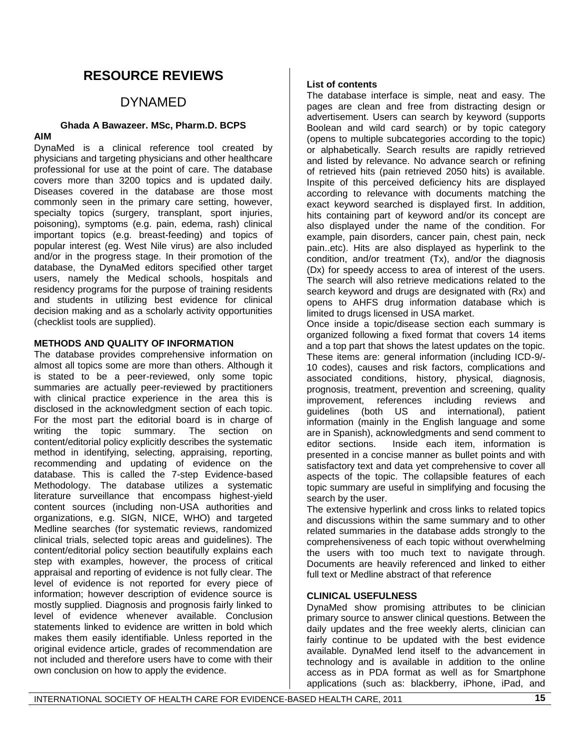# RESOURCE REVIEWS

## DYNAMED

**Ghada A Bawazeer. MSc, Pharm.D. BCPS**

### AIM

DynaMed is a clinical reference tool created by physicians and targeting physicians and other healthcare professional for use at the point of care. The database covers more than 3200 topics and is updated daily. Diseases covered in the database are those most commonly seen in the primary care setting, however, specialty topics (surgery, transplant, sport injuries, poisoning), symptoms (e.g. pain, edema, rash) clinical important topics (e.g. breast-feeding) and topics of popular interest (eg. West Nile virus) are also included and/or in the progress stage. In their promotion of the database, the DynaMed editors specified other target users, namely the Medical schools, hospitals and residency programs for the purpose of training residents and students in utilizing best evidence for clinical decision making and as a scholarly activity opportunities (checklist tools are supplied).

### METHODS AND QUALITY OF INFORMATION

The database provides comprehensive information on almost all topics some are more than others. Although it is stated to be a peer-reviewed, only some topic summaries are actually peer-reviewed by practitioners with clinical practice experience in the area this is disclosed in the acknowledgment section of each topic. For the most part the editorial board is in charge of writing the topic summary. The section on content/editorial policy explicitly describes the systematic method in identifying, selecting, appraising, reporting, recommending and updating of evidence on the database. This is called the 7-step Evidence-based Methodology. The database utilizes a systematic literature surveillance that encompass highest-yield content sources (including non-USA authorities and organizations, e.g. SIGN, NICE, WHO) and targeted Medline searches (for systematic reviews, randomized clinical trials, selected topic areas and guidelines). The content/editorial policy section beautifully explains each step with examples, however, the process of critical appraisal and reporting of evidence is not fully clear. The level of evidence is not reported for every piece of information; however description of evidence source is mostly supplied. Diagnosis and prognosis fairly linked to level of evidence whenever available. Conclusion statements linked to evidence are written in bold which makes them easily identifiable. Unless reported in the original evidence article, grades of recommendation are not included and therefore users have to come with their own conclusion on how to apply the evidence.

### List of contents

The database interface is simple, neat and easy. The pages are clean and free from distracting design or advertisement. Users can search by keyword (supports Boolean and wild card search) or by topic category (opens to multiple subcategories according to the topic) or alphabetically. Search results are rapidly retrieved and listed by relevance. No advance search or refining of retrieved hits (pain retrieved 2050 hits) is available. Inspite of this perceived deficiency hits are displayed according to relevance with documents matching the exact keyword searched is displayed first. In addition, hits containing part of keyword and/or its concept are also displayed under the name of the condition. For example, pain disorders, cancer pain, chest pain, neck pain..etc). Hits are also displayed as hyperlink to the condition, and/or treatment (Tx), and/or the diagnosis (Dx) for speedy access to area of interest of the users. The search will also retrieve medications related to the search keyword and drugs are designated with (Rx) and opens to AHFS drug information database which is limited to drugs licensed in USA market.

Once inside a topic/disease section each summary is organized following a fixed format that covers 14 items and a top part that shows the latest updates on the topic. These items are: general information (including ICD-9/-10 codes), causes and risk factors, complications and associated conditions, history, physical, diagnosis, prognosis, treatment, prevention and screening, quality improvement, references including reviews and guidelines (both US and international), patient information (mainly in the English language and some are in Spanish), acknowledgments and send comment to editor sections. Inside each item, information is presented in a concise manner as bullet points and with satisfactory text and data yet comprehensive to cover all aspects of the topic. The collapsible features of each topic summary are useful in simplifying and focusing the search by the user.

The extensive hyperlink and cross links to related topics and discussions within the same summary and to other related summaries in the database adds strongly to the comprehensiveness of each topic without overwhelming the users with too much text to navigate through. Documents are heavily referenced and linked to either full text or Medline abstract of that reference

### CLINICAL USEFULNESS

DynaMed show promising attributes to be clinician primary source to answer clinical questions. Between the daily updates and the free weekly alerts, clinician can fairly continue to be updated with the best evidence available. DynaMed lend itself to the advancement in technology and is available in addition to the online access as in PDA format as well as for Smartphone applications (such as: blackberry, iPhone, iPad, and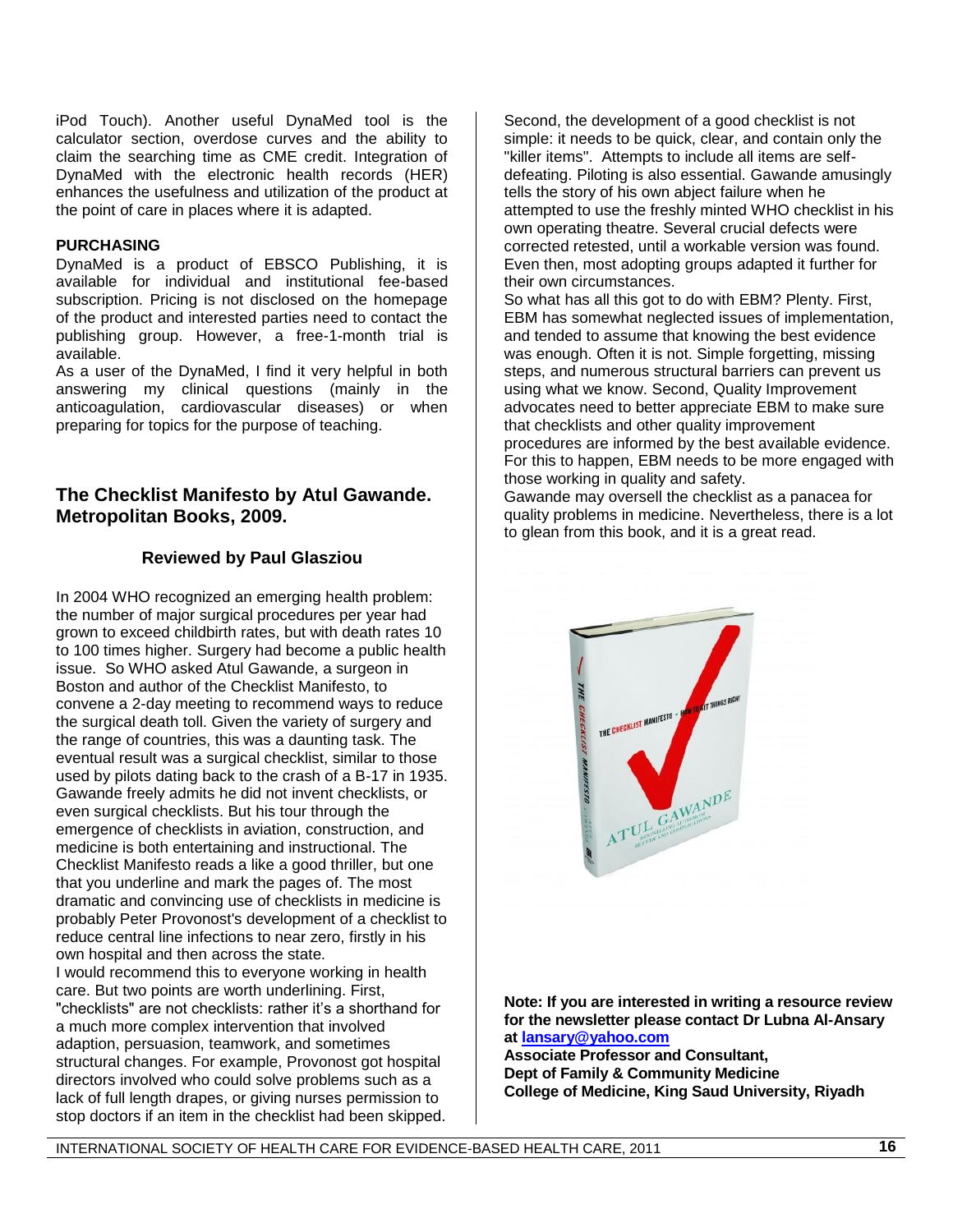iPod Touch). Another useful DynaMed tool is the calculator section, overdose curves and the ability to claim the searching time as CME credit. Integration of DynaMed with the electronic health records (HER) enhances the usefulness and utilization of the product at the point of care in places where it is adapted.

**PURCHASING**

DynaMed is a product of EBSCO Publishing, it is available for individual and institutional fee-based subscription. Pricing is not disclosed on the homepage of the product and interested parties need to contact the publishing group. However, a free-1-month trial is available.

As a user of the DynaMed, I find it very helpful in both answering my clinical questions (mainly in the anticoagulation, cardiovascular diseases) or when preparing for topics for the purpose of teaching.

## The Checklist Manifesto by Atul Gawande. Metropolitan Books, 2009.

**Reviewed by Paul Glasziou**

In 2004 WHO recognized an emerging health problem: the number of major surgical procedures per year had grown to exceed childbirth rates, but with death rates 10 to 100 times higher. Surgery had become a public health issue. So WHO asked Atul Gawande, a surgeon in Boston and author of the Checklist Manifesto, to convene a 2-day meeting to recommend ways to reduce the surgical death toll. Given the variety of surgery and the range of countries, this was a daunting task. The eventual result was a surgical checklist, similar to those used by pilots dating back to the crash of a B-17 in 1935. Gawande freely admits he did not invent checklists, or even surgical checklists. But his tour through the emergence of checklists in aviation, construction, and medicine is both entertaining and instructional. The Checklist Manifesto reads a like a good thriller, but one that you underline and mark the pages of. The most dramatic and convincing use of checklists in medicine is probably Peter Provonost's development of a checklist to reduce central line infections to near zero, firstly in his own hospital and then across the state.

I would recommend this to everyone working in health care. But two points are worth underlining. First, "checklists" are not checklists: rather it's a shorthand for a much more complex intervention that involved adaption, persuasion, teamwork, and sometimes structural changes. For example, Provonost got hospital directors involved who could solve problems such as a lack of full length drapes, or giving nurses permission to stop doctors if an item in the checklist had been skipped.

Second, the development of a good checklist is not simple: it needs to be quick, clear, and contain only the "killer items". Attempts to include all items are self-defeating. Piloting is also essential. Gawande amusingly tells the story of his own abject failure when he attempted to use the freshly minted WHO checklist in his own operating theatre. Several crucial defects were corrected retested, until a workable version was found. Even then, most adopting groups adapted it further for their own circumstances.

So what has all this got to do with EBM? Plenty. First, EBM has somewhat neglected issues of implementation, and tended to assume that knowing the best evidence was enough. Often it is not. Simple forgetting, missing steps, and numerous structural barriers can prevent us using what we know. Second, Quality Improvement advocates need to better appreciate EBM to make sure that checklists and other quality improvement procedures are informed by the best available evidence. For this to happen, EBM needs to be more engaged with those working in quality and safety.

Gawande may oversell the checklist as a panacea for quality problems in medicine. Nevertheless, there is a lot to glean from this book, and it is a great read.

**Note: If you are interested in writing a resource review for the newsletter please contact Dr Lubna Al-Ansary at [lansary@yahoo.com](mailto:lansary@yahoo.com)**
**Associate Professor and Consultant,**
**Dept of Family & Community Medicine**
**College of Medicine, King Saud University, Riyadh**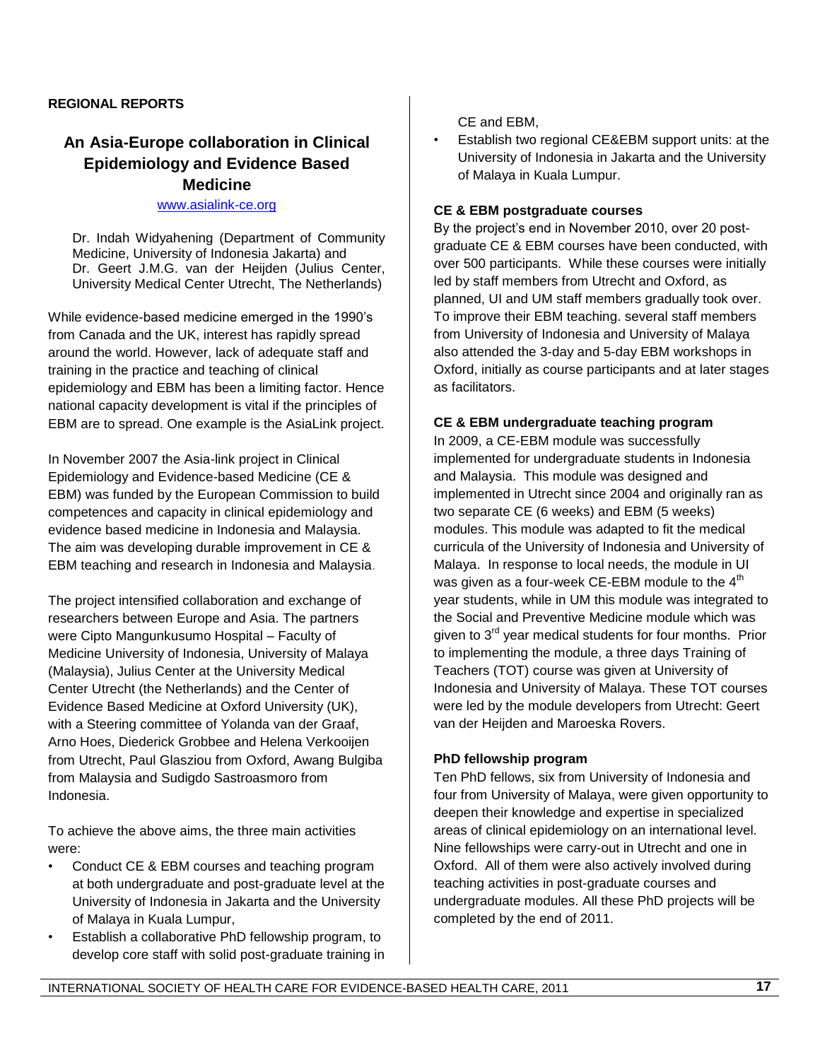**REGIONAL REPORTS**

## An Asia-Europe collaboration in Clinical Epidemiology and Evidence Based Medicine

www.asialink-ce.org

Dr. Indah Widyahening (Department of Community Medicine, University of Indonesia Jakarta) and Dr. Geert J.M.G. van der Heijden (Julius Center, University Medical Center Utrecht, The Netherlands)

While evidence-based medicine emerged in the 1990's from Canada and the UK, interest has rapidly spread around the world. However, lack of adequate staff and training in the practice and teaching of clinical epidemiology and EBM has been a limiting factor. Hence national capacity development is vital if the principles of EBM are to spread. One example is the AsiaLink project.

In November 2007 the Asia-link project in Clinical Epidemiology and Evidence-based Medicine (CE & EBM) was funded by the European Commission to build competences and capacity in clinical epidemiology and evidence based medicine in Indonesia and Malaysia. The aim was developing durable improvement in CE & EBM teaching and research in Indonesia and Malaysia.

The project intensified collaboration and exchange of researchers between Europe and Asia. The partners were Cipto Mangunkusumo Hospital – Faculty of Medicine University of Indonesia, University of Malaya (Malaysia), Julius Center at the University Medical Center Utrecht (the Netherlands) and the Center of Evidence Based Medicine at Oxford University (UK), with a Steering committee of Yolanda van der Graaf, Arno Hoes, Diederick Grobbee and Helena Verkooijen from Utrecht, Paul Glasziou from Oxford, Awang Bulgiba from Malaysia and Sudigdo Sastroasmoro from Indonesia.

To achieve the above aims, the three main activities were:

- Conduct CE & EBM courses and teaching program at both undergraduate and post-graduate level at the University of Indonesia in Jakarta and the University of Malaya in Kuala Lumpur,
- Establish a collaborative PhD fellowship program, to develop core staff with solid post-graduate training in CE and EBM,
- Establish two regional CE&EBM support units: at the University of Indonesia in Jakarta and the University of Malaya in Kuala Lumpur.

**CE & EBM postgraduate courses**

By the project's end in November 2010, over 20 post-graduate CE & EBM courses have been conducted, with over 500 participants. While these courses were initially led by staff members from Utrecht and Oxford, as planned, UI and UM staff members gradually took over. To improve their EBM teaching. several staff members from University of Indonesia and University of Malaya also attended the 3-day and 5-day EBM workshops in Oxford, initially as course participants and at later stages as facilitators.

**CE & EBM undergraduate teaching program**

In 2009, a CE-EBM module was successfully implemented for undergraduate students in Indonesia and Malaysia. This module was designed and implemented in Utrecht since 2004 and originally ran as two separate CE (6 weeks) and EBM (5 weeks) modules. This module was adapted to fit the medical curricula of the University of Indonesia and University of Malaya. In response to local needs, the module in UI was given as a four-week CE-EBM module to the 4th year students, while in UM this module was integrated to the Social and Preventive Medicine module which was given to 3rd year medical students for four months. Prior to implementing the module, a three days Training of Teachers (TOT) course was given at University of Indonesia and University of Malaya. These TOT courses were led by the module developers from Utrecht: Geert van der Heijden and Maroeska Rovers.

**PhD fellowship program**

Ten PhD fellows, six from University of Indonesia and four from University of Malaya, were given opportunity to deepen their knowledge and expertise in specialized areas of clinical epidemiology on an international level. Nine fellowships were carry-out in Utrecht and one in Oxford. All of them were also actively involved during teaching activities in post-graduate courses and undergraduate modules. All these PhD projects will be completed by the end of 2011.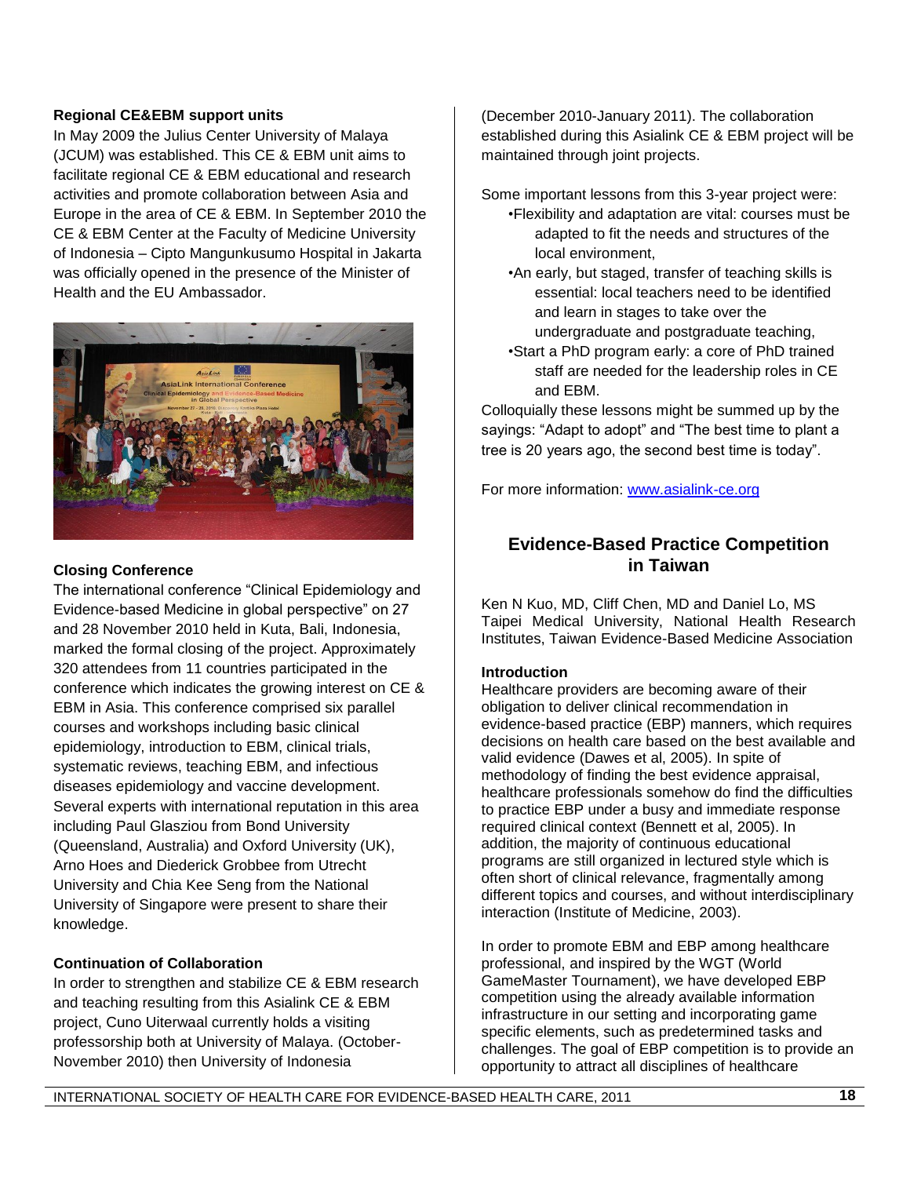### Regional CE&EBM support units

In May 2009 the Julius Center University of Malaya (JCUM) was established. This CE & EBM unit aims to facilitate regional CE & EBM educational and research activities and promote collaboration between Asia and Europe in the area of CE & EBM. In September 2010 the CE & EBM Center at the Faculty of Medicine University of Indonesia – Cipto Mangunkusumo Hospital in Jakarta was officially opened in the presence of the Minister of Health and the EU Ambassador.

### Closing Conference

The international conference "Clinical Epidemiology and Evidence-based Medicine in global perspective" on 27 and 28 November 2010 held in Kuta, Bali, Indonesia, marked the formal closing of the project. Approximately 320 attendees from 11 countries participated in the conference which indicates the growing interest on CE & EBM in Asia. This conference comprised six parallel courses and workshops including basic clinical epidemiology, introduction to EBM, clinical trials, systematic reviews, teaching EBM, and infectious diseases epidemiology and vaccine development. Several experts with international reputation in this area including Paul Glasziou from Bond University (Queensland, Australia) and Oxford University (UK), Arno Hoes and Diederick Grobbee from Utrecht University and Chia Kee Seng from the National University of Singapore were present to share their knowledge.

### Continuation of Collaboration

In order to strengthen and stabilize CE & EBM research and teaching resulting from this Asialink CE & EBM project, Cuno Uiterwaal currently holds a visiting professorship both at University of Malaya. (October-November 2010) then University of Indonesia (December 2010-January 2011). The collaboration established during this Asialink CE & EBM project will be maintained through joint projects.

Some important lessons from this 3-year project were:

- Flexibility and adaptation are vital: courses must be adapted to fit the needs and structures of the local environment,
- An early, but staged, transfer of teaching skills is essential: local teachers need to be identified and learn in stages to take over the undergraduate and postgraduate teaching,
- Start a PhD program early: a core of PhD trained staff are needed for the leadership roles in CE and EBM.

Colloquially these lessons might be summed up by the sayings: "Adapt to adopt" and "The best time to plant a tree is 20 years ago, the second best time is today".

For more information: www.asialink-ce.org

## Evidence-Based Practice Competition in Taiwan

Ken N Kuo, MD, Cliff Chen, MD and Daniel Lo, MS
Taipei Medical University, National Health Research Institutes, Taiwan Evidence-Based Medicine Association

### Introduction

Healthcare providers are becoming aware of their obligation to deliver clinical recommendation in evidence-based practice (EBP) manners, which requires decisions on health care based on the best available and valid evidence (Dawes et al, 2005). In spite of methodology of finding the best evidence appraisal, healthcare professionals somehow do find the difficulties to practice EBP under a busy and immediate response required clinical context (Bennett et al, 2005). In addition, the majority of continuous educational programs are still organized in lectured style which is often short of clinical relevance, fragmentally among different topics and courses, and without interdisciplinary interaction (Institute of Medicine, 2003).

In order to promote EBM and EBP among healthcare professional, and inspired by the WGT (World GameMaster Tournament), we have developed EBP competition using the already available information infrastructure in our setting and incorporating game specific elements, such as predetermined tasks and challenges. The goal of EBP competition is to provide an opportunity to attract all disciplines of healthcare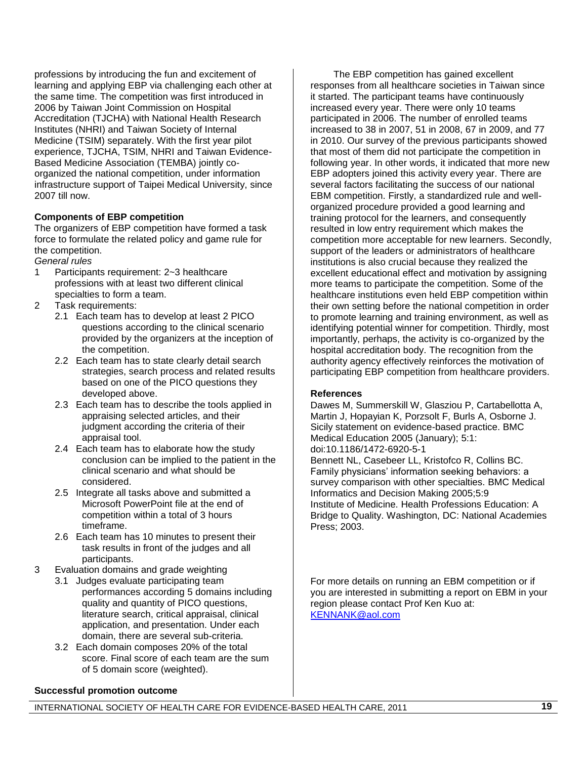professions by introducing the fun and excitement of learning and applying EBP via challenging each other at the same time. The competition was first introduced in 2006 by Taiwan Joint Commission on Hospital Accreditation (TJCHA) with National Health Research Institutes (NHRI) and Taiwan Society of Internal Medicine (TSIM) separately. With the first year pilot experience, TJCHA, TSIM, NHRI and Taiwan Evidence-Based Medicine Association (TEMBA) jointly co-organized the national competition, under information infrastructure support of Taipei Medical University, since 2007 till now.

**Components of EBP competition**

The organizers of EBP competition have formed a task force to formulate the related policy and game rule for the competition.

*General rules*

1. Participants requirement: 2~3 healthcare professions with at least two different clinical specialties to form a team.
2. Task requirements:
   - 2.1 Each team has to develop at least 2 PICO questions according to the clinical scenario provided by the organizers at the inception of the competition.
   - 2.2 Each team has to state clearly detail search strategies, search process and related results based on one of the PICO questions they developed above.
   - 2.3 Each team has to describe the tools applied in appraising selected articles, and their judgment according the criteria of their appraisal tool.
   - 2.4 Each team has to elaborate how the study conclusion can be implied to the patient in the clinical scenario and what should be considered.
   - 2.5 Integrate all tasks above and submitted a Microsoft PowerPoint file at the end of competition within a total of 3 hours timeframe.
   - 2.6 Each team has 10 minutes to present their task results in front of the judges and all participants.
3. Evaluation domains and grade weighting
   - 3.1 Judges evaluate participating team performances according 5 domains including quality and quantity of PICO questions, literature search, critical appraisal, clinical application, and presentation. Under each domain, there are several sub-criteria.
   - 3.2 Each domain composes 20% of the total score. Final score of each team are the sum of 5 domain score (weighted).

**Successful promotion outcome**

The EBP competition has gained excellent responses from all healthcare societies in Taiwan since it started. The participant teams have continuously increased every year. There were only 10 teams participated in 2006. The number of enrolled teams increased to 38 in 2007, 51 in 2008, 67 in 2009, and 77 in 2010. Our survey of the previous participants showed that most of them did not participate the competition in following year. In other words, it indicated that more new EBP adopters joined this activity every year. There are several factors facilitating the success of our national EBM competition. Firstly, a standardized rule and well-organized procedure provided a good learning and training protocol for the learners, and consequently resulted in low entry requirement which makes the competition more acceptable for new learners. Secondly, support of the leaders or administrators of healthcare institutions is also crucial because they realized the excellent educational effect and motivation by assigning more teams to participate the competition. Some of the healthcare institutions even held EBP competition within their own setting before the national competition in order to promote learning and training environment, as well as identifying potential winner for competition. Thirdly, most importantly, perhaps, the activity is co-organized by the hospital accreditation body. The recognition from the authority agency effectively reinforces the motivation of participating EBP competition from healthcare providers.

**References**

Dawes M, Summerskill W, Glasziou P, Cartabellotta A, Martin J, Hopayian K, Porzsolt F, Burls A, Osborne J. Sicily statement on evidence-based practice. BMC Medical Education 2005 (January); 5:1: doi:10.1186/1472-6920-5-1

Bennett NL, Casebeer LL, Kristofco R, Collins BC. Family physicians' information seeking behaviors: a survey comparison with other specialties. BMC Medical Informatics and Decision Making 2005;5:9

Institute of Medicine. Health Professions Education: A Bridge to Quality. Washington, DC: National Academies Press; 2003.

For more details on running an EBM competition or if you are interested in submitting a report on EBM in your region please contact Prof Ken Kuo at: KENNANK@aol.com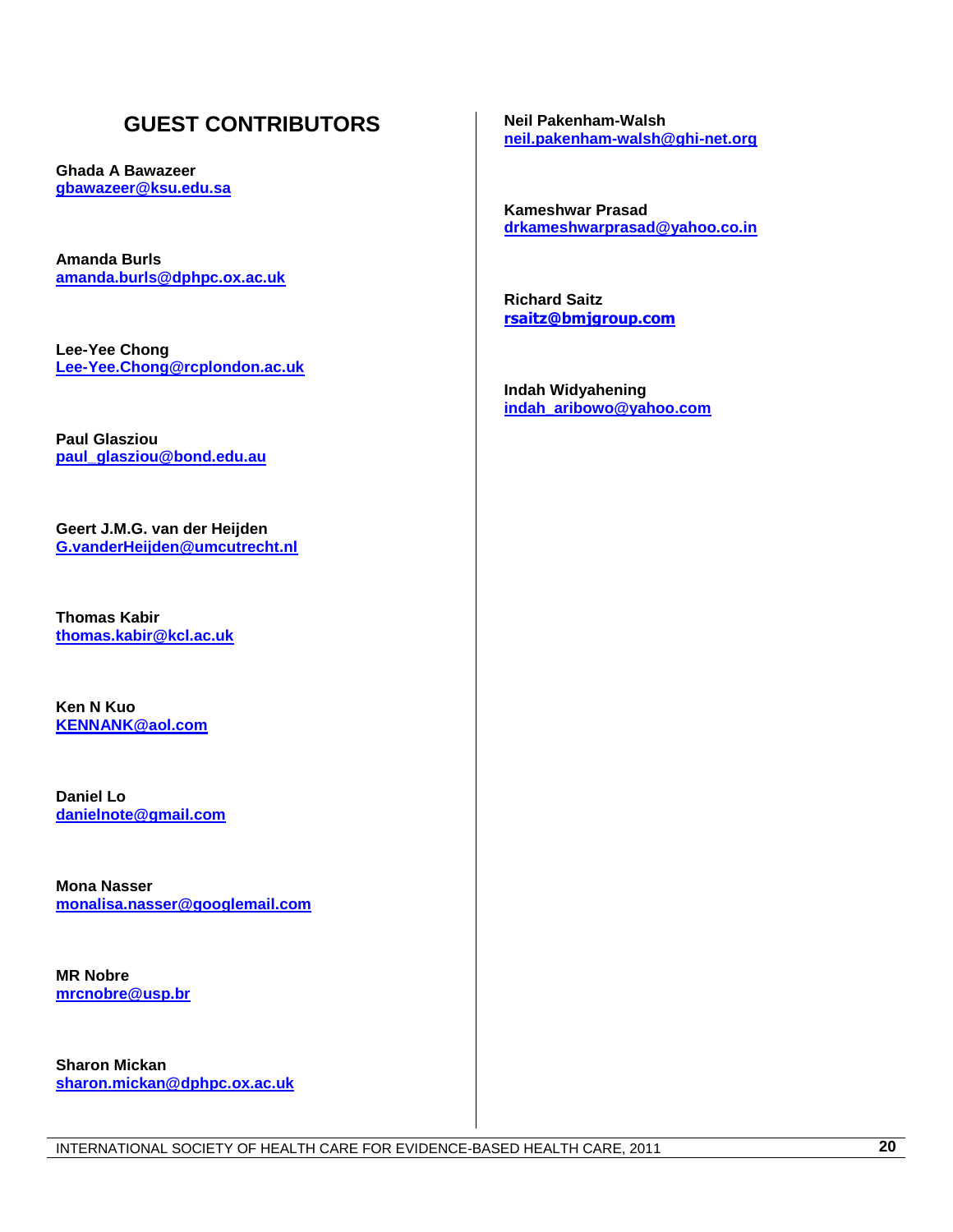## GUEST CONTRIBUTORS

**Ghada A Bawazeer**
gbawazeer@ksu.edu.sa

**Amanda Burls**
amanda.burls@dphpc.ox.ac.uk

**Lee-Yee Chong**
Lee-Yee.Chong@rcplondon.ac.uk

**Paul Glasziou**
paul_glasziou@bond.edu.au

**Geert J.M.G. van der Heijden**
G.vanderHeijden@umcutrecht.nl

**Thomas Kabir**
thomas.kabir@kcl.ac.uk

**Ken N Kuo**
KENNANK@aol.com

**Daniel Lo**
danielnote@gmail.com

**Mona Nasser**
monalisa.nasser@googlemail.com

**MR Nobre**
mrcnobre@usp.br

**Sharon Mickan**
sharon.mickan@dphpc.ox.ac.uk

**Neil Pakenham-Walsh**
neil.pakenham-walsh@ghi-net.org

**Kameshwar Prasad**
drkameshwarprasad@yahoo.co.in

**Richard Saitz**
rsaitz@bmjgroup.com

**Indah Widyahening**
indah_aribowo@yahoo.com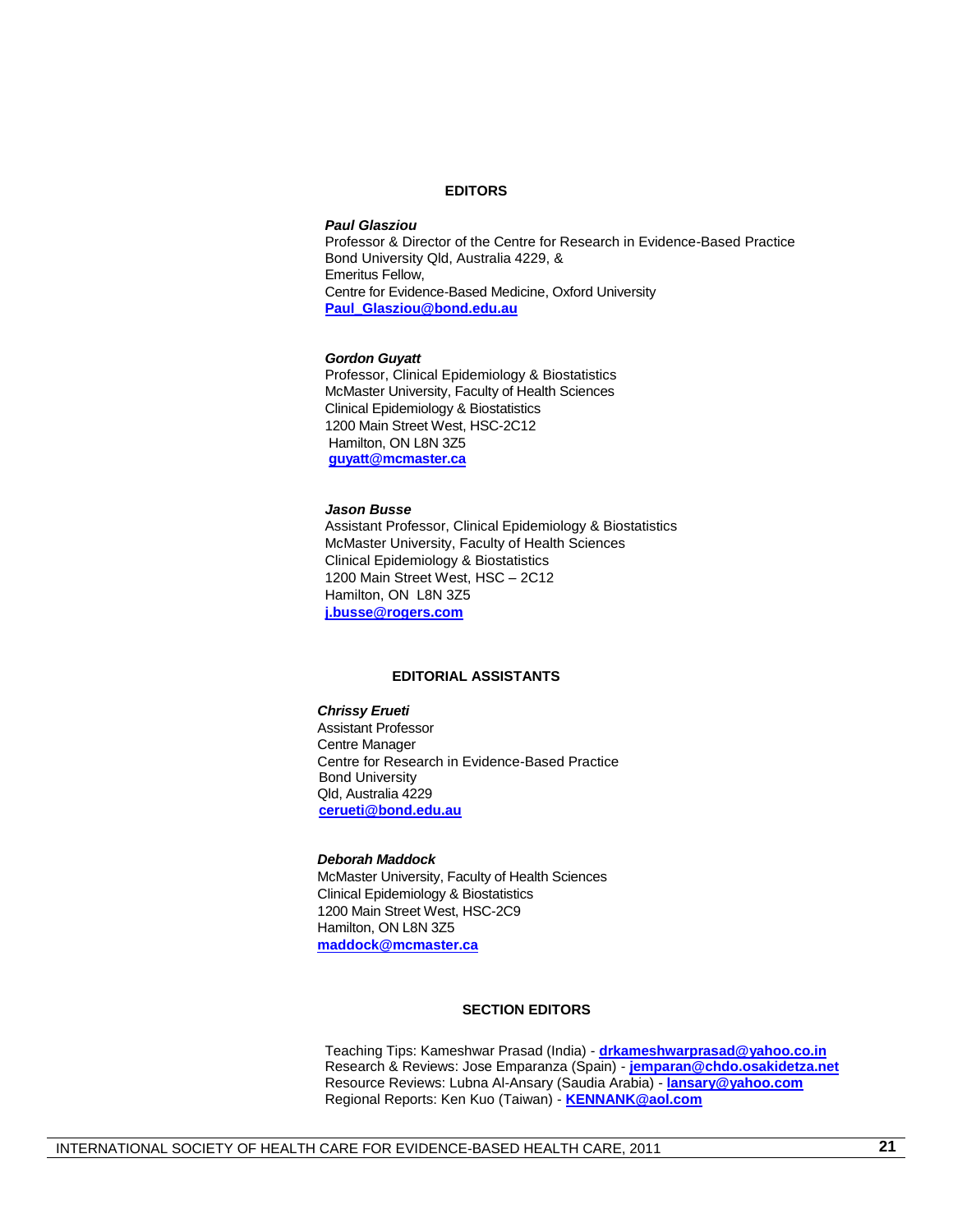## EDITORS

***Paul Glasziou***
Professor & Director of the Centre for Research in Evidence-Based Practice
Bond University Qld, Australia 4229, &
Emeritus Fellow,
Centre for Evidence-Based Medicine, Oxford University
**Paul_Glasziou@bond.edu.au**

***Gordon Guyatt***
Professor, Clinical Epidemiology & Biostatistics
McMaster University, Faculty of Health Sciences
Clinical Epidemiology & Biostatistics
1200 Main Street West, HSC-2C12
Hamilton, ON L8N 3Z5
**guyatt@mcmaster.ca**

***Jason Busse***
Assistant Professor, Clinical Epidemiology & Biostatistics
McMaster University, Faculty of Health Sciences
Clinical Epidemiology & Biostatistics
1200 Main Street West, HSC – 2C12
Hamilton, ON L8N 3Z5
**j.busse@rogers.com**

## EDITORIAL ASSISTANTS

***Chrissy Erueti***
Assistant Professor
Centre Manager
Centre for Research in Evidence-Based Practice
Bond University
Qld, Australia 4229
**cerueti@bond.edu.au**

***Deborah Maddock***
McMaster University, Faculty of Health Sciences
Clinical Epidemiology & Biostatistics
1200 Main Street West, HSC-2C9
Hamilton, ON L8N 3Z5
**maddock@mcmaster.ca**

## SECTION EDITORS

Teaching Tips: Kameshwar Prasad (India) - **drkameshwarprasad@yahoo.co.in**
Research & Reviews: Jose Emparanza (Spain) - **jemparan@chdo.osakidetza.net**
Resource Reviews: Lubna Al-Ansary (Saudia Arabia) - **lansary@yahoo.com**
Regional Reports: Ken Kuo (Taiwan) - **KENNANK@aol.com**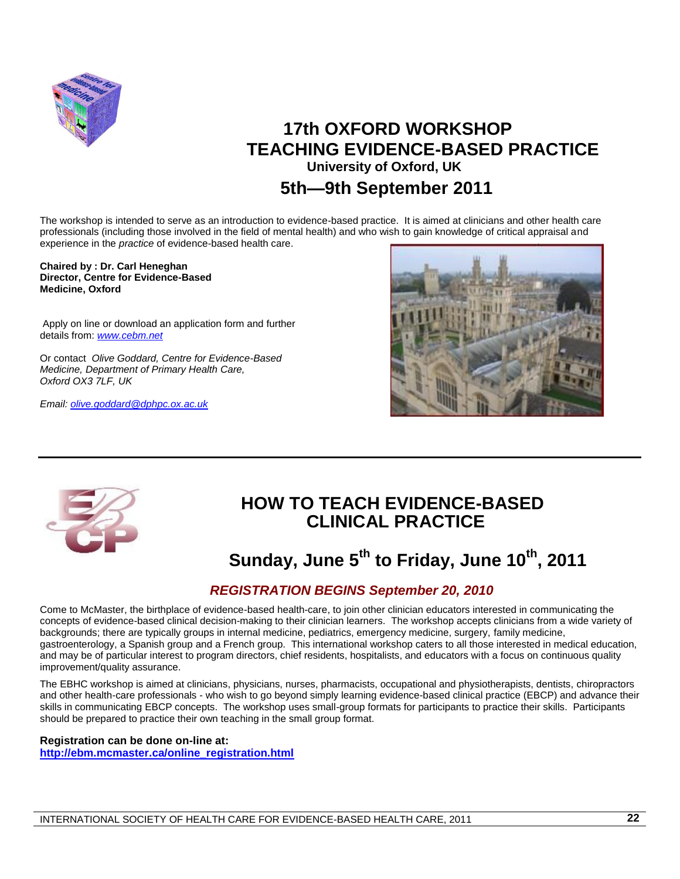# 17th OXFORD WORKSHOP TEACHING EVIDENCE-BASED PRACTICE

### University of Oxford, UK

## 5th—9th September 2011

The workshop is intended to serve as an introduction to evidence-based practice. It is aimed at clinicians and other health care professionals (including those involved in the field of mental health) and who wish to gain knowledge of critical appraisal and experience in the *practice* of evidence-based health care.

**Chaired by : Dr. Carl Heneghan**
**Director, Centre for Evidence-Based Medicine, Oxford**

Apply on line or download an application form and further details from: *www.cebm.net*

Or contact *Olive Goddard, Centre for Evidence-Based Medicine, Department of Primary Health Care, Oxford OX3 7LF, UK*

*Email: olive.goddard@dphpc.ox.ac.uk*

---

# HOW TO TEACH EVIDENCE-BASED CLINICAL PRACTICE

## Sunday, June 5th to Friday, June 10th, 2011

***REGISTRATION BEGINS September 20, 2010***

Come to McMaster, the birthplace of evidence-based health-care, to join other clinician educators interested in communicating the concepts of evidence-based clinical decision-making to their clinician learners. The workshop accepts clinicians from a wide variety of backgrounds; there are typically groups in internal medicine, pediatrics, emergency medicine, surgery, family medicine, gastroenterology, a Spanish group and a French group. This international workshop caters to all those interested in medical education, and may be of particular interest to program directors, chief residents, hospitalists, and educators with a focus on continuous quality improvement/quality assurance.

The EBHC workshop is aimed at clinicians, physicians, nurses, pharmacists, occupational and physiotherapists, dentists, chiropractors and other health-care professionals - who wish to go beyond simply learning evidence-based clinical practice (EBCP) and advance their skills in communicating EBCP concepts. The workshop uses small-group formats for participants to practice their skills. Participants should be prepared to practice their own teaching in the small group format.

**Registration can be done on-line at:**
**http://ebm.mcmaster.ca/online_registration.html**